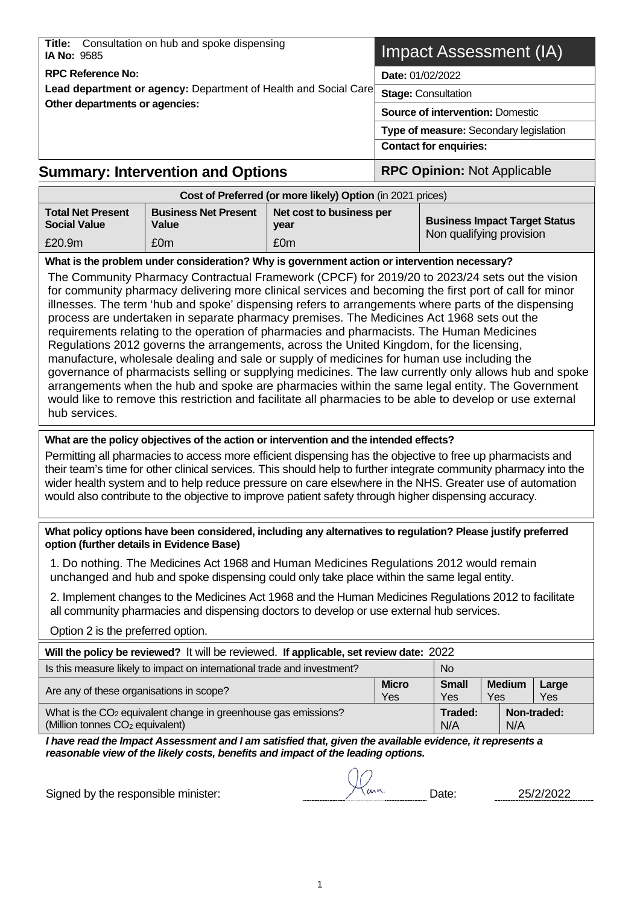**Title:** Consultation on hub and spoke dispensing
**IA No:** 9585

**RPC Reference No:**

**Lead department or agency:** Department of Health and Social Care

**Other departments or agencies:**

# Impact Assessment (IA)

**Date:** 01/02/2022

**Stage:** Consultation

**Source of intervention:** Domestic

**Type of measure:** Secondary legislation

**Contact for enquiries:**

## Summary: Intervention and Options

**RPC Opinion:** Not Applicable

| Cost of Preferred (or more likely) Option (in 2021 prices) | | | |
|---|---|---|---|
| **Total Net Present Social Value** | **Business Net Present Value** | **Net cost to business per year** | **Business Impact Target Status** |
| £20.9m | £0m | £0m | Non qualifying provision |

**What is the problem under consideration? Why is government action or intervention necessary?**

The Community Pharmacy Contractual Framework (CPCF) for 2019/20 to 2023/24 sets out the vision for community pharmacy delivering more clinical services and becoming the first port of call for minor illnesses. The term 'hub and spoke' dispensing refers to arrangements where parts of the dispensing process are undertaken in separate pharmacy premises. The Medicines Act 1968 sets out the requirements relating to the operation of pharmacies and pharmacists. The Human Medicines Regulations 2012 governs the arrangements, across the United Kingdom, for the licensing, manufacture, wholesale dealing and sale or supply of medicines for human use including the governance of pharmacists selling or supplying medicines. The law currently only allows hub and spoke arrangements when the hub and spoke are pharmacies within the same legal entity. The Government would like to remove this restriction and facilitate all pharmacies to be able to develop or use external hub services.

**What are the policy objectives of the action or intervention and the intended effects?**

Permitting all pharmacies to access more efficient dispensing has the objective to free up pharmacists and their team's time for other clinical services. This should help to further integrate community pharmacy into the wider health system and to help reduce pressure on care elsewhere in the NHS. Greater use of automation would also contribute to the objective to improve patient safety through higher dispensing accuracy.

**What policy options have been considered, including any alternatives to regulation? Please justify preferred option (further details in Evidence Base)**

1. Do nothing. The Medicines Act 1968 and Human Medicines Regulations 2012 would remain unchanged and hub and spoke dispensing could only take place within the same legal entity.

2. Implement changes to the Medicines Act 1968 and the Human Medicines Regulations 2012 to facilitate all community pharmacies and dispensing doctors to develop or use external hub services.

Option 2 is the preferred option.

**Will the policy be reviewed?** It will be reviewed. **If applicable, set review date:** 2022

| | | | | |
|---|---|---|---|---|
| Is this measure likely to impact on international trade and investment? | No | | | |
| Are any of these organisations in scope? | **Micro** Yes | **Small** Yes | **Medium** Yes | **Large** Yes |
| What is the $CO_2$ equivalent change in greenhouse gas emissions? (Million tonnes $CO_2$ equivalent) | | **Traded:** N/A | **Non-traded:** N/A | |

***I have read the Impact Assessment and I am satisfied that, given the available evidence, it represents a reasonable view of the likely costs, benefits and impact of the leading options.***

Signed by the responsible minister: Date: 25/2/2022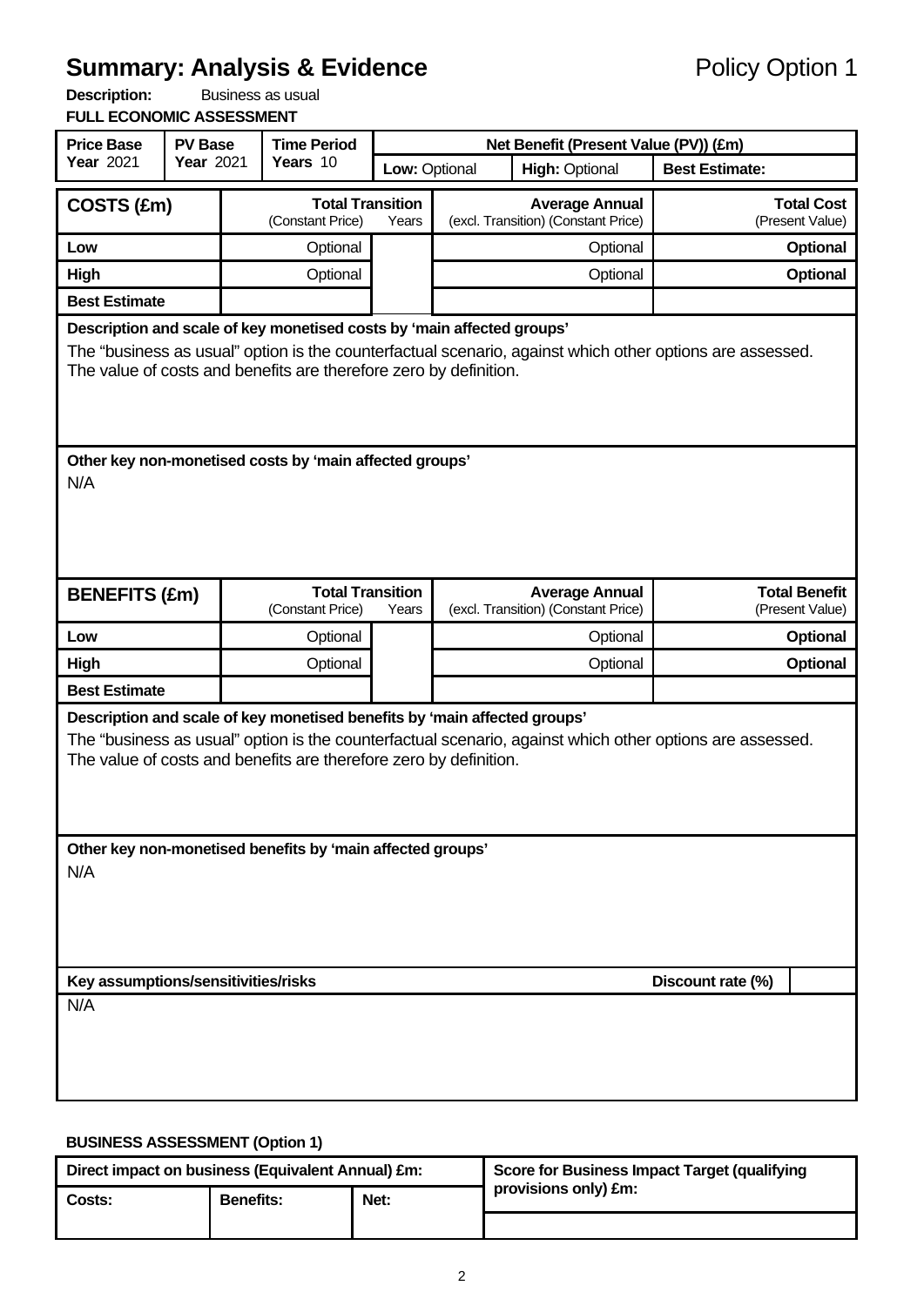# Summary: Analysis & Evidence

Policy Option 1

**Description:** Business as usual

**FULL ECONOMIC ASSESSMENT**

| Price Base Year 2021 | PV Base Year 2021 | Time Period Years 10 | Net Benefit (Present Value (PV)) (£m) | | |
|---|---|---|---|---|---|
| | | | **Low:** Optional | **High:** Optional | **Best Estimate:** |

| COSTS (£m) | Total Transition (Constant Price) | Years | Average Annual (excl. Transition) (Constant Price) | Total Cost (Present Value) |
|---|---|---|---|---|
| **Low** | Optional | | Optional | **Optional** |
| **High** | Optional | | Optional | **Optional** |
| **Best Estimate** | | | | |

**Description and scale of key monetised costs by 'main affected groups'**

The "business as usual" option is the counterfactual scenario, against which other options are assessed. The value of costs and benefits are therefore zero by definition.

**Other key non-monetised costs by 'main affected groups'**

N/A

| BENEFITS (£m) | Total Transition (Constant Price) | Years | Average Annual (excl. Transition) (Constant Price) | Total Benefit (Present Value) |
|---|---|---|---|---|
| **Low** | Optional | | Optional | **Optional** |
| **High** | Optional | | Optional | **Optional** |
| **Best Estimate** | | | | |

**Description and scale of key monetised benefits by 'main affected groups'**

The "business as usual" option is the counterfactual scenario, against which other options are assessed. The value of costs and benefits are therefore zero by definition.

**Other key non-monetised benefits by 'main affected groups'**

N/A

**Key assumptions/sensitivities/risks** | **Discount rate (%)** |

N/A

**BUSINESS ASSESSMENT (Option 1)**

| Direct impact on business (Equivalent Annual) £m: | | | Score for Business Impact Target (qualifying provisions only) £m: |
|---|---|---|---|
| **Costs:** | **Benefits:** | **Net:** | |
| | | | |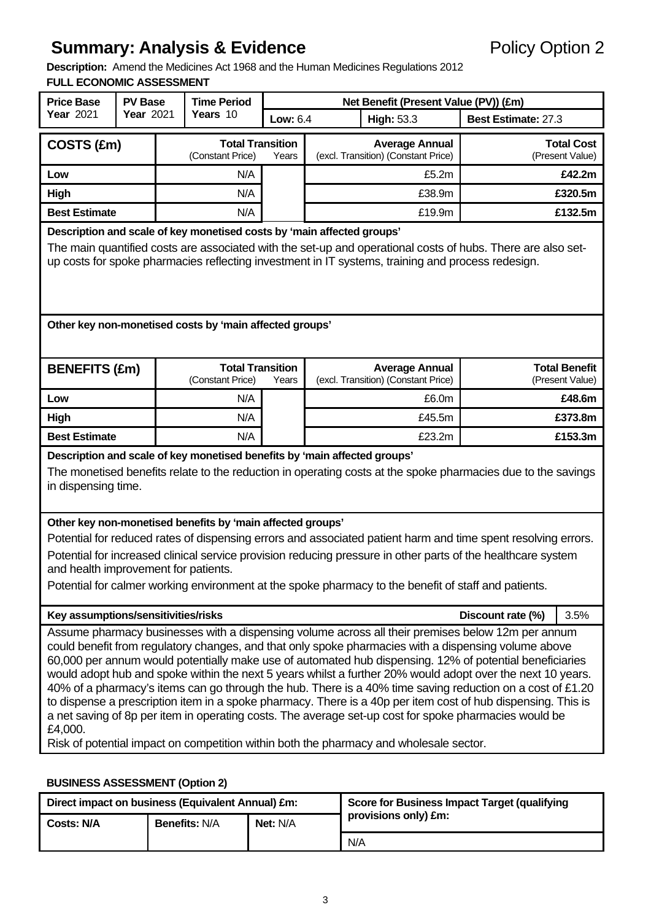# Summary: Analysis & Evidence

Policy Option 2

**Description:** Amend the Medicines Act 1968 and the Human Medicines Regulations 2012

**FULL ECONOMIC ASSESSMENT**

| Price Base Year 2021 | PV Base Year 2021 | Time Period Years 10 | Net Benefit (Present Value (PV)) (£m) | | |
|---|---|---|---|---|---|
| | | | Low: 6.4 | High: 53.3 | Best Estimate: 27.3 |

| COSTS (£m) | Total Transition (Constant Price) | Years | Average Annual (excl. Transition) (Constant Price) | Total Cost (Present Value) |
|---|---|---|---|---|
| Low | N/A | | £5.2m | **£42.2m** |
| High | N/A | | £38.9m | **£320.5m** |
| Best Estimate | N/A | | £19.9m | **£132.5m** |

**Description and scale of key monetised costs by 'main affected groups'**

The main quantified costs are associated with the set-up and operational costs of hubs. There are also set-up costs for spoke pharmacies reflecting investment in IT systems, training and process redesign.

**Other key non-monetised costs by 'main affected groups'**

| BENEFITS (£m) | Total Transition (Constant Price) | Years | Average Annual (excl. Transition) (Constant Price) | Total Benefit (Present Value) |
|---|---|---|---|---|
| Low | N/A | | £6.0m | **£48.6m** |
| High | N/A | | £45.5m | **£373.8m** |
| Best Estimate | N/A | | £23.2m | **£153.3m** |

**Description and scale of key monetised benefits by 'main affected groups'**

The monetised benefits relate to the reduction in operating costs at the spoke pharmacies due to the savings in dispensing time.

**Other key non-monetised benefits by 'main affected groups'**

Potential for reduced rates of dispensing errors and associated patient harm and time spent resolving errors.

Potential for increased clinical service provision reducing pressure in other parts of the healthcare system and health improvement for patients.

Potential for calmer working environment at the spoke pharmacy to the benefit of staff and patients.

**Key assumptions/sensitivities/risks** — **Discount rate (%)** 3.5%

Assume pharmacy businesses with a dispensing volume across all their premises below 12m per annum could benefit from regulatory changes, and that only spoke pharmacies with a dispensing volume above 60,000 per annum would potentially make use of automated hub dispensing. 12% of potential beneficiaries would adopt hub and spoke within the next 5 years whilst a further 20% would adopt over the next 10 years. 40% of a pharmacy's items can go through the hub. There is a 40% time saving reduction on a cost of £1.20 to dispense a prescription item in a spoke pharmacy. There is a 40p per item cost of hub dispensing. This is a net saving of 8p per item in operating costs. The average set-up cost for spoke pharmacies would be £4,000.

Risk of potential impact on competition within both the pharmacy and wholesale sector.

**BUSINESS ASSESSMENT (Option 2)**

| Direct impact on business (Equivalent Annual) £m: | | | Score for Business Impact Target (qualifying provisions only) £m: |
|---|---|---|---|
| **Costs: N/A** | **Benefits:** N/A | **Net:** N/A | N/A |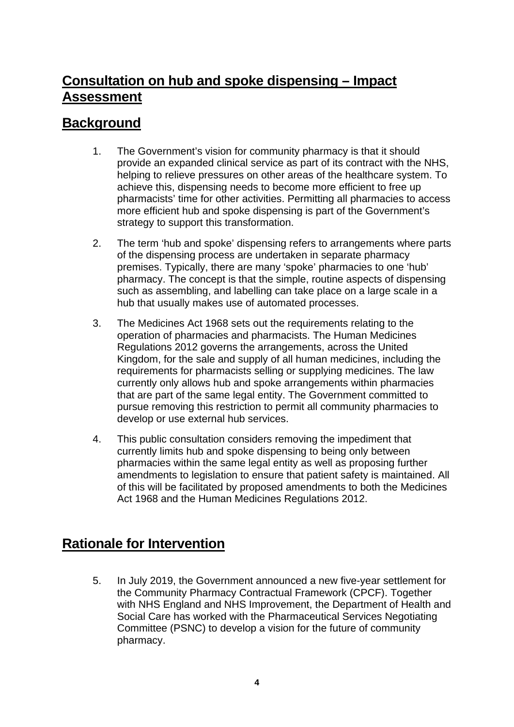## Consultation on hub and spoke dispensing – Impact Assessment

## Background

1. The Government's vision for community pharmacy is that it should provide an expanded clinical service as part of its contract with the NHS, helping to relieve pressures on other areas of the healthcare system. To achieve this, dispensing needs to become more efficient to free up pharmacists' time for other activities. Permitting all pharmacies to access more efficient hub and spoke dispensing is part of the Government's strategy to support this transformation.

2. The term 'hub and spoke' dispensing refers to arrangements where parts of the dispensing process are undertaken in separate pharmacy premises. Typically, there are many 'spoke' pharmacies to one 'hub' pharmacy. The concept is that the simple, routine aspects of dispensing such as assembling, and labelling can take place on a large scale in a hub that usually makes use of automated processes.

3. The Medicines Act 1968 sets out the requirements relating to the operation of pharmacies and pharmacists. The Human Medicines Regulations 2012 governs the arrangements, across the United Kingdom, for the sale and supply of all human medicines, including the requirements for pharmacists selling or supplying medicines. The law currently only allows hub and spoke arrangements within pharmacies that are part of the same legal entity. The Government committed to pursue removing this restriction to permit all community pharmacies to develop or use external hub services.

4. This public consultation considers removing the impediment that currently limits hub and spoke dispensing to being only between pharmacies within the same legal entity as well as proposing further amendments to legislation to ensure that patient safety is maintained. All of this will be facilitated by proposed amendments to both the Medicines Act 1968 and the Human Medicines Regulations 2012.

## Rationale for Intervention

5. In July 2019, the Government announced a new five-year settlement for the Community Pharmacy Contractual Framework (CPCF). Together with NHS England and NHS Improvement, the Department of Health and Social Care has worked with the Pharmaceutical Services Negotiating Committee (PSNC) to develop a vision for the future of community pharmacy.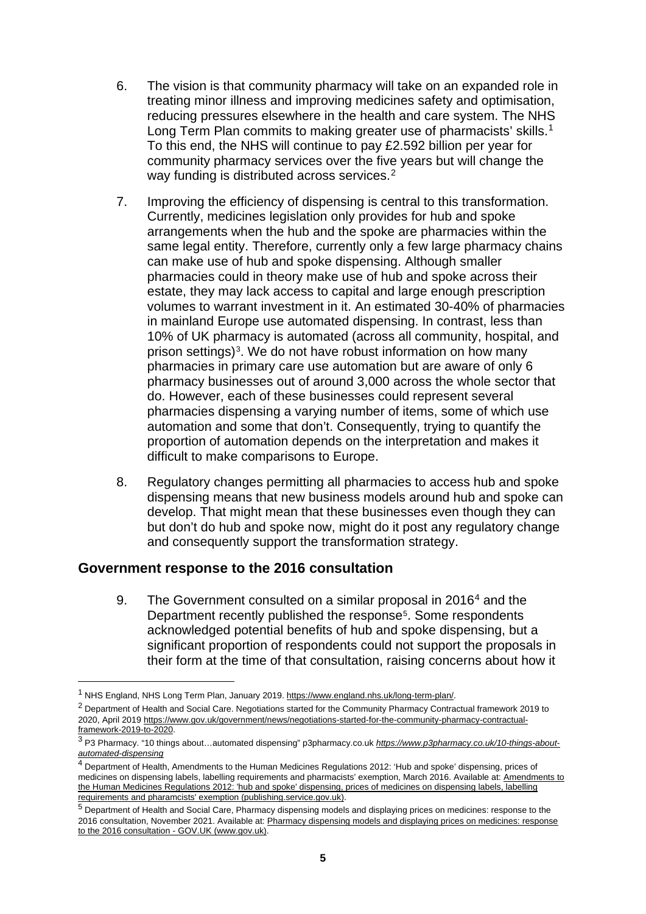6. The vision is that community pharmacy will take on an expanded role in treating minor illness and improving medicines safety and optimisation, reducing pressures elsewhere in the health and care system. The NHS Long Term Plan commits to making greater use of pharmacists' skills.[1] To this end, the NHS will continue to pay £2.592 billion per year for community pharmacy services over the five years but will change the way funding is distributed across services.[2]

7. Improving the efficiency of dispensing is central to this transformation. Currently, medicines legislation only provides for hub and spoke arrangements when the hub and the spoke are pharmacies within the same legal entity. Therefore, currently only a few large pharmacy chains can make use of hub and spoke dispensing. Although smaller pharmacies could in theory make use of hub and spoke across their estate, they may lack access to capital and large enough prescription volumes to warrant investment in it. An estimated 30-40% of pharmacies in mainland Europe use automated dispensing. In contrast, less than 10% of UK pharmacy is automated (across all community, hospital, and prison settings)[3]. We do not have robust information on how many pharmacies in primary care use automation but are aware of only 6 pharmacy businesses out of around 3,000 across the whole sector that do. However, each of these businesses could represent several pharmacies dispensing a varying number of items, some of which use automation and some that don't. Consequently, trying to quantify the proportion of automation depends on the interpretation and makes it difficult to make comparisons to Europe.

8. Regulatory changes permitting all pharmacies to access hub and spoke dispensing means that new business models around hub and spoke can develop. That might mean that these businesses even though they can but don't do hub and spoke now, might do it post any regulatory change and consequently support the transformation strategy.

## Government response to the 2016 consultation

9. The Government consulted on a similar proposal in 2016[4] and the Department recently published the response[5]. Some respondents acknowledged potential benefits of hub and spoke dispensing, but a significant proportion of respondents could not support the proposals in their form at the time of that consultation, raising concerns about how it

---

[1] NHS England, NHS Long Term Plan, January 2019. https://www.england.nhs.uk/long-term-plan/.

[2] Department of Health and Social Care. Negotiations started for the Community Pharmacy Contractual framework 2019 to 2020, April 2019 https://www.gov.uk/government/news/negotiations-started-for-the-community-pharmacy-contractual-framework-2019-to-2020.

[3] P3 Pharmacy. "10 things about…automated dispensing" p3pharmacy.co.uk *https://www.p3pharmacy.co.uk/10-things-about-automated-dispensing*

[4] Department of Health, Amendments to the Human Medicines Regulations 2012: 'Hub and spoke' dispensing, prices of medicines on dispensing labels, labelling requirements and pharmacists' exemption, March 2016. Available at: Amendments to the Human Medicines Regulations 2012: 'hub and spoke' dispensing, prices of medicines on dispensing labels, labelling requirements and pharamcists' exemption (publishing.service.gov.uk).

[5] Department of Health and Social Care, Pharmacy dispensing models and displaying prices on medicines: response to the 2016 consultation, November 2021. Available at: Pharmacy dispensing models and displaying prices on medicines: response to the 2016 consultation - GOV.UK (www.gov.uk).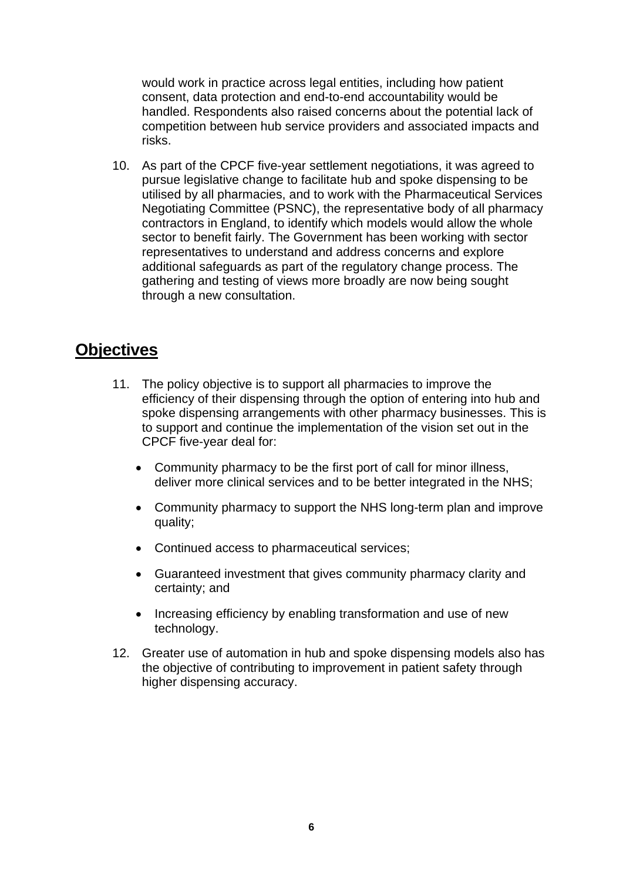would work in practice across legal entities, including how patient consent, data protection and end-to-end accountability would be handled. Respondents also raised concerns about the potential lack of competition between hub service providers and associated impacts and risks.

10. As part of the CPCF five-year settlement negotiations, it was agreed to pursue legislative change to facilitate hub and spoke dispensing to be utilised by all pharmacies, and to work with the Pharmaceutical Services Negotiating Committee (PSNC), the representative body of all pharmacy contractors in England, to identify which models would allow the whole sector to benefit fairly. The Government has been working with sector representatives to understand and address concerns and explore additional safeguards as part of the regulatory change process. The gathering and testing of views more broadly are now being sought through a new consultation.

## Objectives

11. The policy objective is to support all pharmacies to improve the efficiency of their dispensing through the option of entering into hub and spoke dispensing arrangements with other pharmacy businesses. This is to support and continue the implementation of the vision set out in the CPCF five-year deal for:

    - Community pharmacy to be the first port of call for minor illness, deliver more clinical services and to be better integrated in the NHS;
    - Community pharmacy to support the NHS long-term plan and improve quality;
    - Continued access to pharmaceutical services;
    - Guaranteed investment that gives community pharmacy clarity and certainty; and
    - Increasing efficiency by enabling transformation and use of new technology.

12. Greater use of automation in hub and spoke dispensing models also has the objective of contributing to improvement in patient safety through higher dispensing accuracy.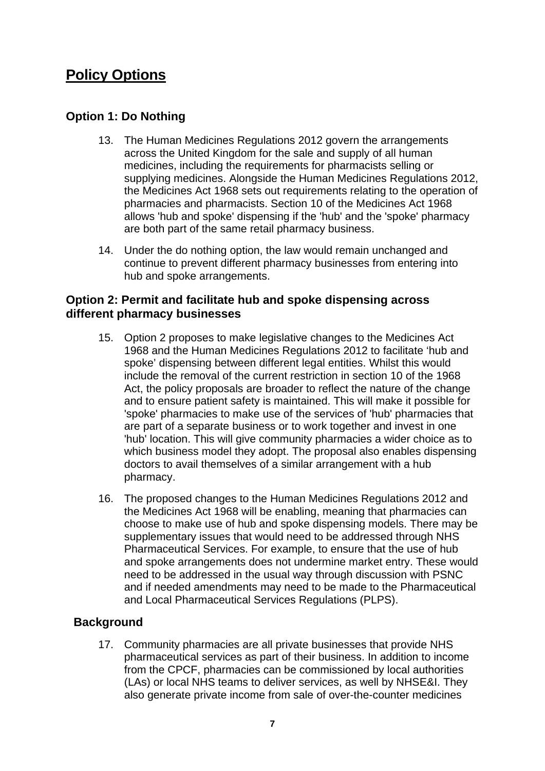# Policy Options

## Option 1: Do Nothing

13. The Human Medicines Regulations 2012 govern the arrangements across the United Kingdom for the sale and supply of all human medicines, including the requirements for pharmacists selling or supplying medicines. Alongside the Human Medicines Regulations 2012, the Medicines Act 1968 sets out requirements relating to the operation of pharmacies and pharmacists. Section 10 of the Medicines Act 1968 allows 'hub and spoke' dispensing if the 'hub' and the 'spoke' pharmacy are both part of the same retail pharmacy business.

14. Under the do nothing option, the law would remain unchanged and continue to prevent different pharmacy businesses from entering into hub and spoke arrangements.

## Option 2: Permit and facilitate hub and spoke dispensing across different pharmacy businesses

15. Option 2 proposes to make legislative changes to the Medicines Act 1968 and the Human Medicines Regulations 2012 to facilitate 'hub and spoke' dispensing between different legal entities. Whilst this would include the removal of the current restriction in section 10 of the 1968 Act, the policy proposals are broader to reflect the nature of the change and to ensure patient safety is maintained. This will make it possible for 'spoke' pharmacies to make use of the services of 'hub' pharmacies that are part of a separate business or to work together and invest in one 'hub' location. This will give community pharmacies a wider choice as to which business model they adopt. The proposal also enables dispensing doctors to avail themselves of a similar arrangement with a hub pharmacy.

16. The proposed changes to the Human Medicines Regulations 2012 and the Medicines Act 1968 will be enabling, meaning that pharmacies can choose to make use of hub and spoke dispensing models. There may be supplementary issues that would need to be addressed through NHS Pharmaceutical Services. For example, to ensure that the use of hub and spoke arrangements does not undermine market entry. These would need to be addressed in the usual way through discussion with PSNC and if needed amendments may need to be made to the Pharmaceutical and Local Pharmaceutical Services Regulations (PLPS).

## Background

17. Community pharmacies are all private businesses that provide NHS pharmaceutical services as part of their business. In addition to income from the CPCF, pharmacies can be commissioned by local authorities (LAs) or local NHS teams to deliver services, as well by NHSE&I. They also generate private income from sale of over-the-counter medicines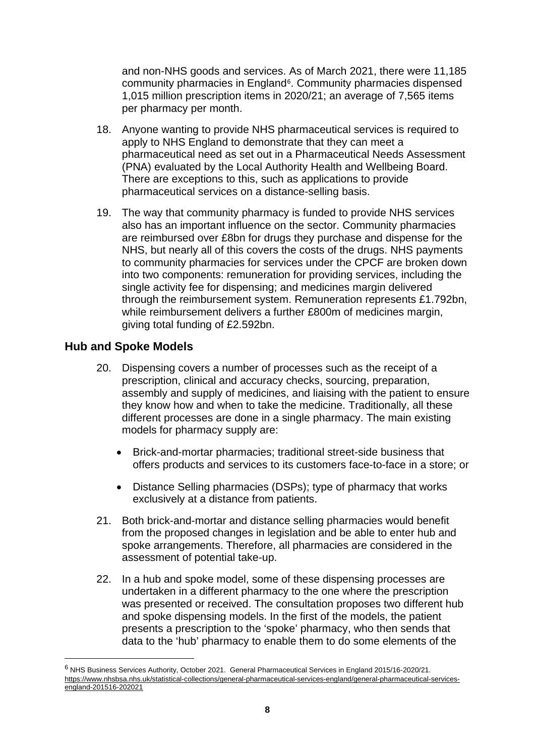and non-NHS goods and services. As of March 2021, there were 11,185 community pharmacies in England[6]. Community pharmacies dispensed 1,015 million prescription items in 2020/21; an average of 7,565 items per pharmacy per month.

18. Anyone wanting to provide NHS pharmaceutical services is required to apply to NHS England to demonstrate that they can meet a pharmaceutical need as set out in a Pharmaceutical Needs Assessment (PNA) evaluated by the Local Authority Health and Wellbeing Board. There are exceptions to this, such as applications to provide pharmaceutical services on a distance-selling basis.

19. The way that community pharmacy is funded to provide NHS services also has an important influence on the sector. Community pharmacies are reimbursed over £8bn for drugs they purchase and dispense for the NHS, but nearly all of this covers the costs of the drugs. NHS payments to community pharmacies for services under the CPCF are broken down into two components: remuneration for providing services, including the single activity fee for dispensing; and medicines margin delivered through the reimbursement system. Remuneration represents £1.792bn, while reimbursement delivers a further £800m of medicines margin, giving total funding of £2.592bn.

## Hub and Spoke Models

20. Dispensing covers a number of processes such as the receipt of a prescription, clinical and accuracy checks, sourcing, preparation, assembly and supply of medicines, and liaising with the patient to ensure they know how and when to take the medicine. Traditionally, all these different processes are done in a single pharmacy. The main existing models for pharmacy supply are:

    - Brick-and-mortar pharmacies; traditional street-side business that offers products and services to its customers face-to-face in a store; or
    - Distance Selling pharmacies (DSPs); type of pharmacy that works exclusively at a distance from patients.

21. Both brick-and-mortar and distance selling pharmacies would benefit from the proposed changes in legislation and be able to enter hub and spoke arrangements. Therefore, all pharmacies are considered in the assessment of potential take-up.

22. In a hub and spoke model, some of these dispensing processes are undertaken in a different pharmacy to the one where the prescription was presented or received. The consultation proposes two different hub and spoke dispensing models. In the first of the models, the patient presents a prescription to the 'spoke' pharmacy, who then sends that data to the 'hub' pharmacy to enable them to do some elements of the

---

[6] NHS Business Services Authority, October 2021. General Pharmaceutical Services in England 2015/16-2020/21. https://www.nhsbsa.nhs.uk/statistical-collections/general-pharmaceutical-services-england/general-pharmaceutical-services-england-201516-202021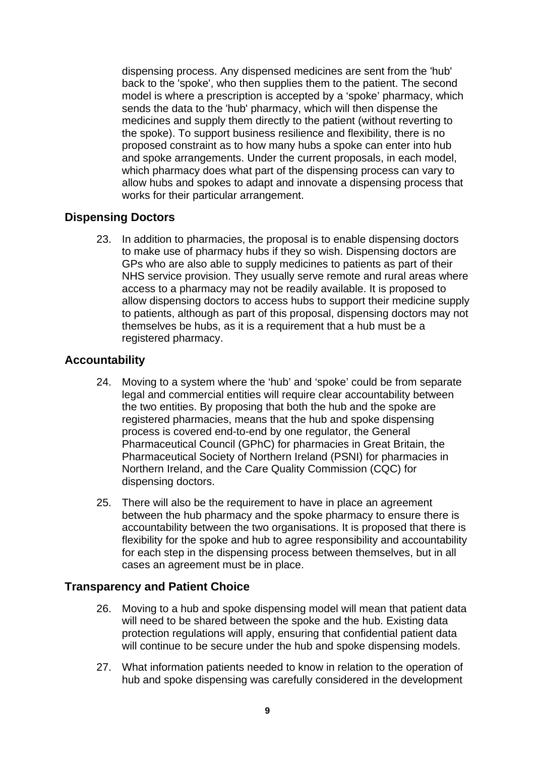dispensing process. Any dispensed medicines are sent from the 'hub' back to the 'spoke', who then supplies them to the patient. The second model is where a prescription is accepted by a 'spoke' pharmacy, which sends the data to the 'hub' pharmacy, which will then dispense the medicines and supply them directly to the patient (without reverting to the spoke). To support business resilience and flexibility, there is no proposed constraint as to how many hubs a spoke can enter into hub and spoke arrangements. Under the current proposals, in each model, which pharmacy does what part of the dispensing process can vary to allow hubs and spokes to adapt and innovate a dispensing process that works for their particular arrangement.

## Dispensing Doctors

23. In addition to pharmacies, the proposal is to enable dispensing doctors to make use of pharmacy hubs if they so wish. Dispensing doctors are GPs who are also able to supply medicines to patients as part of their NHS service provision. They usually serve remote and rural areas where access to a pharmacy may not be readily available. It is proposed to allow dispensing doctors to access hubs to support their medicine supply to patients, although as part of this proposal, dispensing doctors may not themselves be hubs, as it is a requirement that a hub must be a registered pharmacy.

## Accountability

24. Moving to a system where the 'hub' and 'spoke' could be from separate legal and commercial entities will require clear accountability between the two entities. By proposing that both the hub and the spoke are registered pharmacies, means that the hub and spoke dispensing process is covered end-to-end by one regulator, the General Pharmaceutical Council (GPhC) for pharmacies in Great Britain, the Pharmaceutical Society of Northern Ireland (PSNI) for pharmacies in Northern Ireland, and the Care Quality Commission (CQC) for dispensing doctors.

25. There will also be the requirement to have in place an agreement between the hub pharmacy and the spoke pharmacy to ensure there is accountability between the two organisations. It is proposed that there is flexibility for the spoke and hub to agree responsibility and accountability for each step in the dispensing process between themselves, but in all cases an agreement must be in place.

## Transparency and Patient Choice

26. Moving to a hub and spoke dispensing model will mean that patient data will need to be shared between the spoke and the hub. Existing data protection regulations will apply, ensuring that confidential patient data will continue to be secure under the hub and spoke dispensing models.

27. What information patients needed to know in relation to the operation of hub and spoke dispensing was carefully considered in the development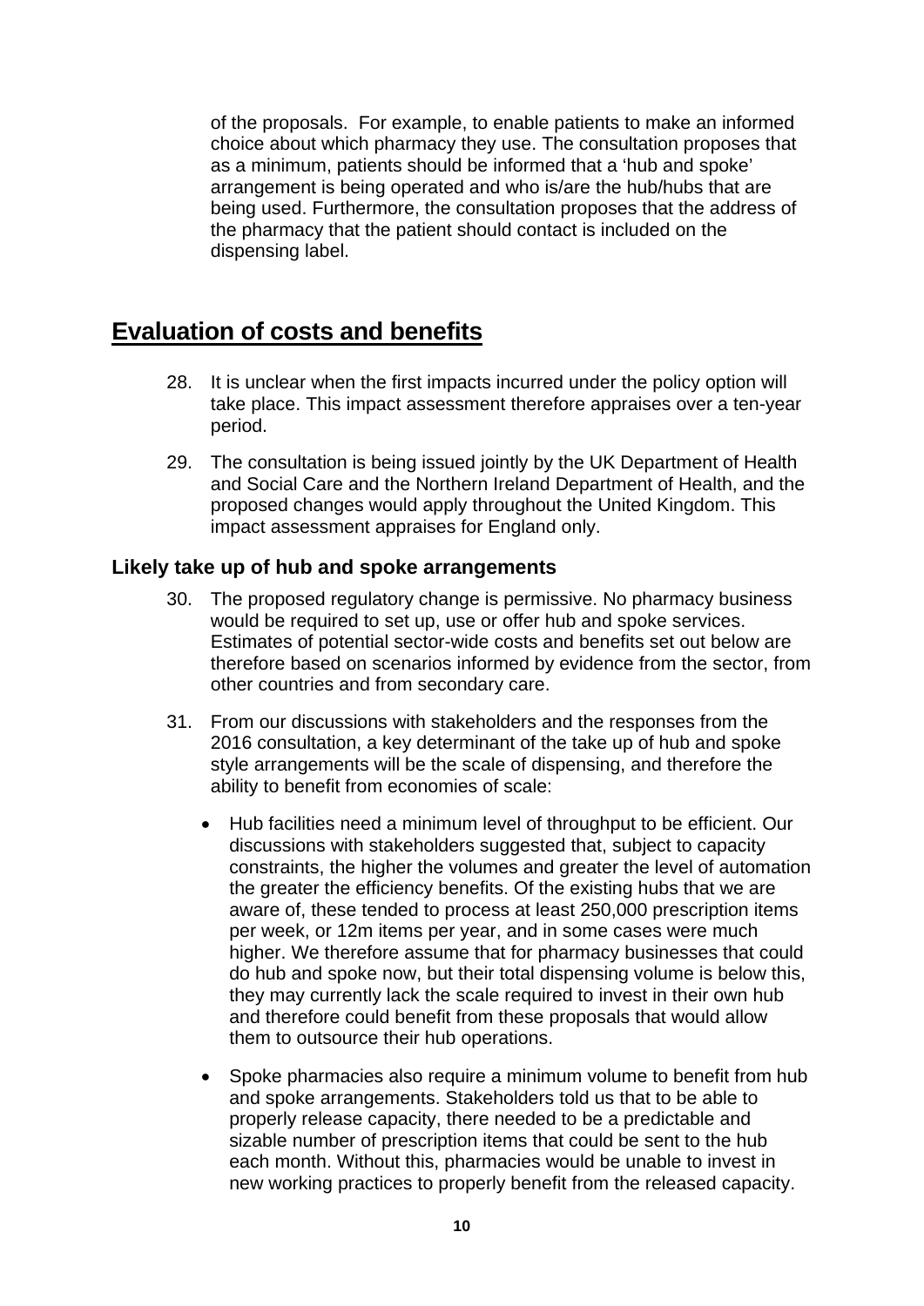of the proposals. For example, to enable patients to make an informed choice about which pharmacy they use. The consultation proposes that as a minimum, patients should be informed that a 'hub and spoke' arrangement is being operated and who is/are the hub/hubs that are being used. Furthermore, the consultation proposes that the address of the pharmacy that the patient should contact is included on the dispensing label.

## Evaluation of costs and benefits

28. It is unclear when the first impacts incurred under the policy option will take place. This impact assessment therefore appraises over a ten-year period.

29. The consultation is being issued jointly by the UK Department of Health and Social Care and the Northern Ireland Department of Health, and the proposed changes would apply throughout the United Kingdom. This impact assessment appraises for England only.

### Likely take up of hub and spoke arrangements

30. The proposed regulatory change is permissive. No pharmacy business would be required to set up, use or offer hub and spoke services. Estimates of potential sector-wide costs and benefits set out below are therefore based on scenarios informed by evidence from the sector, from other countries and from secondary care.

31. From our discussions with stakeholders and the responses from the 2016 consultation, a key determinant of the take up of hub and spoke style arrangements will be the scale of dispensing, and therefore the ability to benefit from economies of scale:

    - Hub facilities need a minimum level of throughput to be efficient. Our discussions with stakeholders suggested that, subject to capacity constraints, the higher the volumes and greater the level of automation the greater the efficiency benefits. Of the existing hubs that we are aware of, these tended to process at least 250,000 prescription items per week, or 12m items per year, and in some cases were much higher. We therefore assume that for pharmacy businesses that could do hub and spoke now, but their total dispensing volume is below this, they may currently lack the scale required to invest in their own hub and therefore could benefit from these proposals that would allow them to outsource their hub operations.

    - Spoke pharmacies also require a minimum volume to benefit from hub and spoke arrangements. Stakeholders told us that to be able to properly release capacity, there needed to be a predictable and sizable number of prescription items that could be sent to the hub each month. Without this, pharmacies would be unable to invest in new working practices to properly benefit from the released capacity.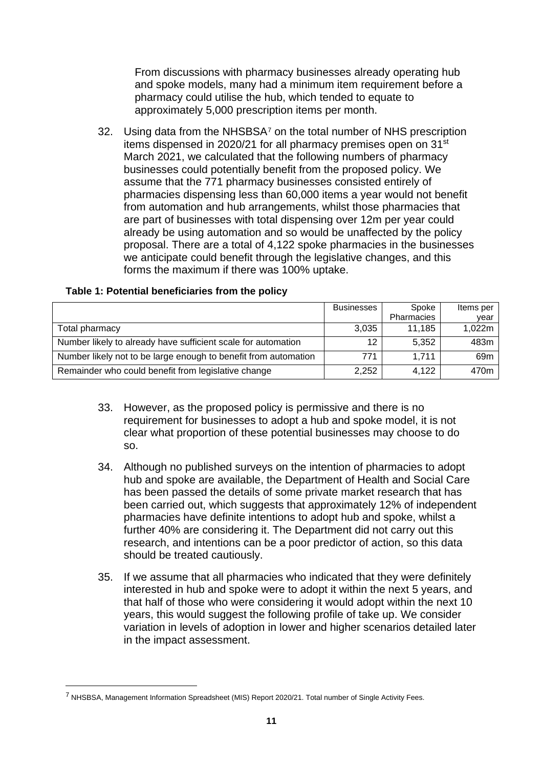From discussions with pharmacy businesses already operating hub and spoke models, many had a minimum item requirement before a pharmacy could utilise the hub, which tended to equate to approximately 5,000 prescription items per month.

32. Using data from the NHSBSA[7] on the total number of NHS prescription items dispensed in 2020/21 for all pharmacy premises open on 31st March 2021, we calculated that the following numbers of pharmacy businesses could potentially benefit from the proposed policy. We assume that the 771 pharmacy businesses consisted entirely of pharmacies dispensing less than 60,000 items a year would not benefit from automation and hub arrangements, whilst those pharmacies that are part of businesses with total dispensing over 12m per year could already be using automation and so would be unaffected by the policy proposal. There are a total of 4,122 spoke pharmacies in the businesses we anticipate could benefit through the legislative changes, and this forms the maximum if there was 100% uptake.

**Table 1: Potential beneficiaries from the policy**

| | Businesses | Spoke Pharmacies | Items per year |
|---|---|---|---|
| Total pharmacy | 3,035 | 11,185 | 1,022m |
| Number likely to already have sufficient scale for automation | 12 | 5,352 | 483m |
| Number likely not to be large enough to benefit from automation | 771 | 1,711 | 69m |
| Remainder who could benefit from legislative change | 2,252 | 4,122 | 470m |

33. However, as the proposed policy is permissive and there is no requirement for businesses to adopt a hub and spoke model, it is not clear what proportion of these potential businesses may choose to do so.

34. Although no published surveys on the intention of pharmacies to adopt hub and spoke are available, the Department of Health and Social Care has been passed the details of some private market research that has been carried out, which suggests that approximately 12% of independent pharmacies have definite intentions to adopt hub and spoke, whilst a further 40% are considering it. The Department did not carry out this research, and intentions can be a poor predictor of action, so this data should be treated cautiously.

35. If we assume that all pharmacies who indicated that they were definitely interested in hub and spoke were to adopt it within the next 5 years, and that half of those who were considering it would adopt within the next 10 years, this would suggest the following profile of take up. We consider variation in levels of adoption in lower and higher scenarios detailed later in the impact assessment.

[7] NHSBSA, Management Information Spreadsheet (MIS) Report 2020/21. Total number of Single Activity Fees.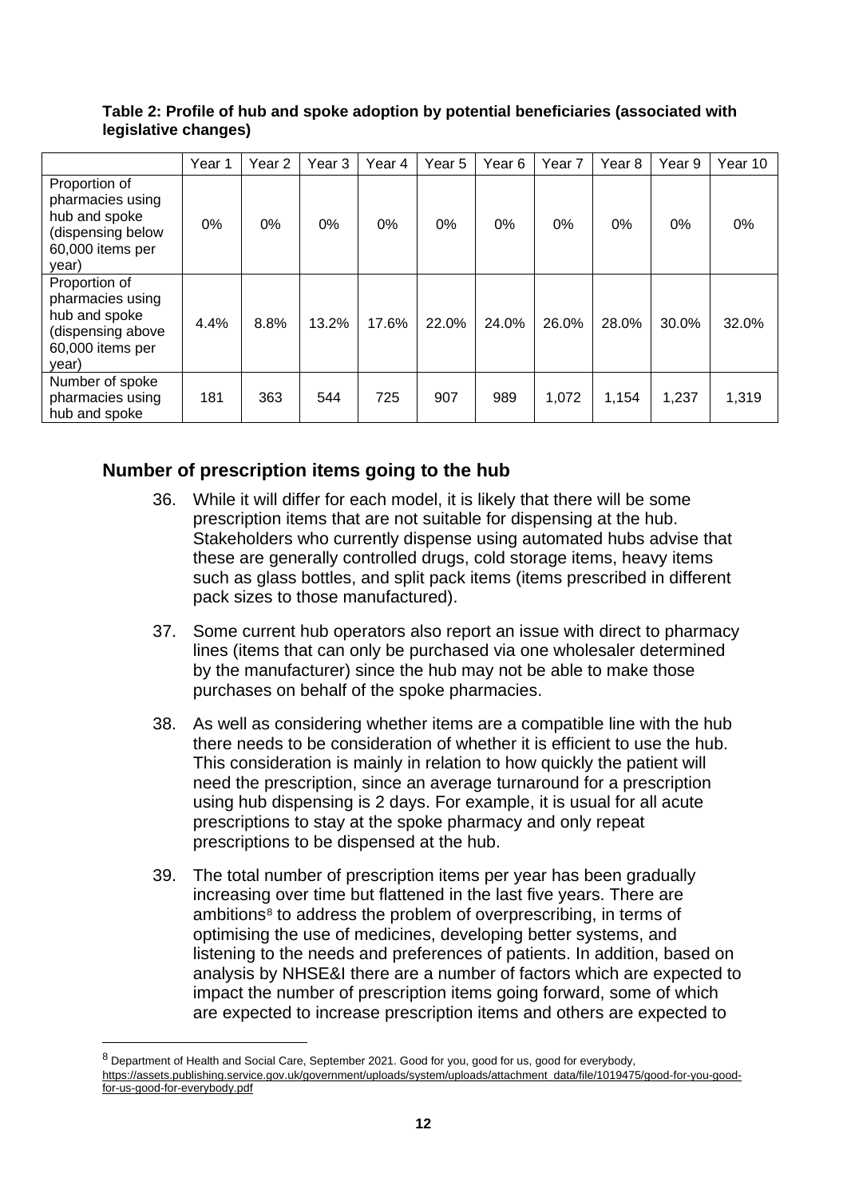**Table 2: Profile of hub and spoke adoption by potential beneficiaries (associated with legislative changes)**

| | Year 1 | Year 2 | Year 3 | Year 4 | Year 5 | Year 6 | Year 7 | Year 8 | Year 9 | Year 10 |
|---|---|---|---|---|---|---|---|---|---|---|
| Proportion of pharmacies using hub and spoke (dispensing below 60,000 items per year) | 0% | 0% | 0% | 0% | 0% | 0% | 0% | 0% | 0% | 0% |
| Proportion of pharmacies using hub and spoke (dispensing above 60,000 items per year) | 4.4% | 8.8% | 13.2% | 17.6% | 22.0% | 24.0% | 26.0% | 28.0% | 30.0% | 32.0% |
| Number of spoke pharmacies using hub and spoke | 181 | 363 | 544 | 725 | 907 | 989 | 1,072 | 1,154 | 1,237 | 1,319 |

## Number of prescription items going to the hub

36. While it will differ for each model, it is likely that there will be some prescription items that are not suitable for dispensing at the hub. Stakeholders who currently dispense using automated hubs advise that these are generally controlled drugs, cold storage items, heavy items such as glass bottles, and split pack items (items prescribed in different pack sizes to those manufactured).

37. Some current hub operators also report an issue with direct to pharmacy lines (items that can only be purchased via one wholesaler determined by the manufacturer) since the hub may not be able to make those purchases on behalf of the spoke pharmacies.

38. As well as considering whether items are a compatible line with the hub there needs to be consideration of whether it is efficient to use the hub. This consideration is mainly in relation to how quickly the patient will need the prescription, since an average turnaround for a prescription using hub dispensing is 2 days. For example, it is usual for all acute prescriptions to stay at the spoke pharmacy and only repeat prescriptions to be dispensed at the hub.

39. The total number of prescription items per year has been gradually increasing over time but flattened in the last five years. There are ambitions[8] to address the problem of overprescribing, in terms of optimising the use of medicines, developing better systems, and listening to the needs and preferences of patients. In addition, based on analysis by NHSE&I there are a number of factors which are expected to impact the number of prescription items going forward, some of which are expected to increase prescription items and others are expected to

---

[8] Department of Health and Social Care, September 2021. Good for you, good for us, good for everybody, https://assets.publishing.service.gov.uk/government/uploads/system/uploads/attachment_data/file/1019475/good-for-you-good-for-us-good-for-everybody.pdf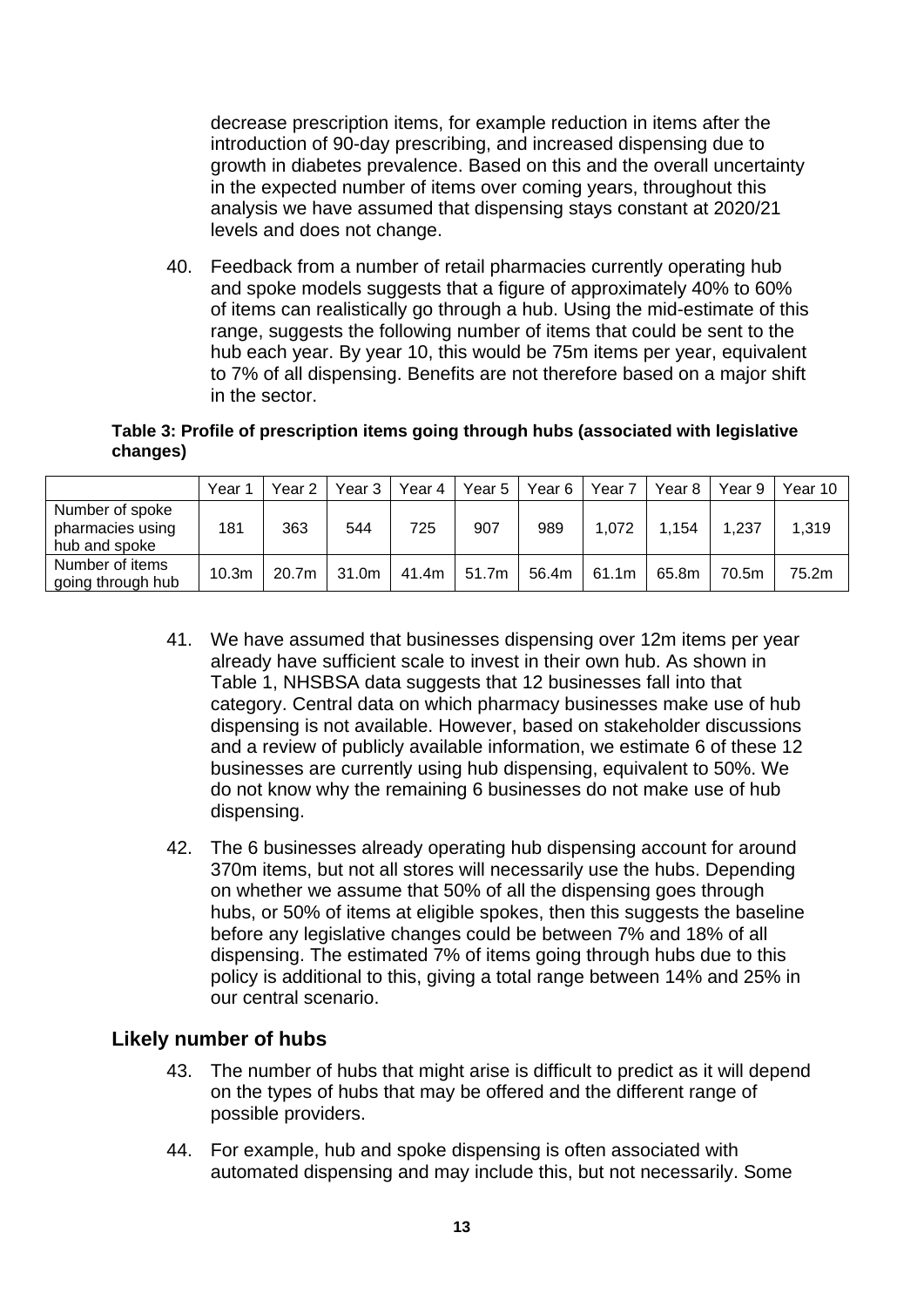decrease prescription items, for example reduction in items after the introduction of 90-day prescribing, and increased dispensing due to growth in diabetes prevalence. Based on this and the overall uncertainty in the expected number of items over coming years, throughout this analysis we have assumed that dispensing stays constant at 2020/21 levels and does not change.

40. Feedback from a number of retail pharmacies currently operating hub and spoke models suggests that a figure of approximately 40% to 60% of items can realistically go through a hub. Using the mid-estimate of this range, suggests the following number of items that could be sent to the hub each year. By year 10, this would be 75m items per year, equivalent to 7% of all dispensing. Benefits are not therefore based on a major shift in the sector.

**Table 3: Profile of prescription items going through hubs (associated with legislative changes)**

| | Year 1 | Year 2 | Year 3 | Year 4 | Year 5 | Year 6 | Year 7 | Year 8 | Year 9 | Year 10 |
|---|---|---|---|---|---|---|---|---|---|---|
| Number of spoke pharmacies using hub and spoke | 181 | 363 | 544 | 725 | 907 | 989 | 1,072 | 1,154 | 1,237 | 1,319 |
| Number of items going through hub | 10.3m | 20.7m | 31.0m | 41.4m | 51.7m | 56.4m | 61.1m | 65.8m | 70.5m | 75.2m |

41. We have assumed that businesses dispensing over 12m items per year already have sufficient scale to invest in their own hub. As shown in Table 1, NHSBSA data suggests that 12 businesses fall into that category. Central data on which pharmacy businesses make use of hub dispensing is not available. However, based on stakeholder discussions and a review of publicly available information, we estimate 6 of these 12 businesses are currently using hub dispensing, equivalent to 50%. We do not know why the remaining 6 businesses do not make use of hub dispensing.

42. The 6 businesses already operating hub dispensing account for around 370m items, but not all stores will necessarily use the hubs. Depending on whether we assume that 50% of all the dispensing goes through hubs, or 50% of items at eligible spokes, then this suggests the baseline before any legislative changes could be between 7% and 18% of all dispensing. The estimated 7% of items going through hubs due to this policy is additional to this, giving a total range between 14% and 25% in our central scenario.

## Likely number of hubs

43. The number of hubs that might arise is difficult to predict as it will depend on the types of hubs that may be offered and the different range of possible providers.

44. For example, hub and spoke dispensing is often associated with automated dispensing and may include this, but not necessarily. Some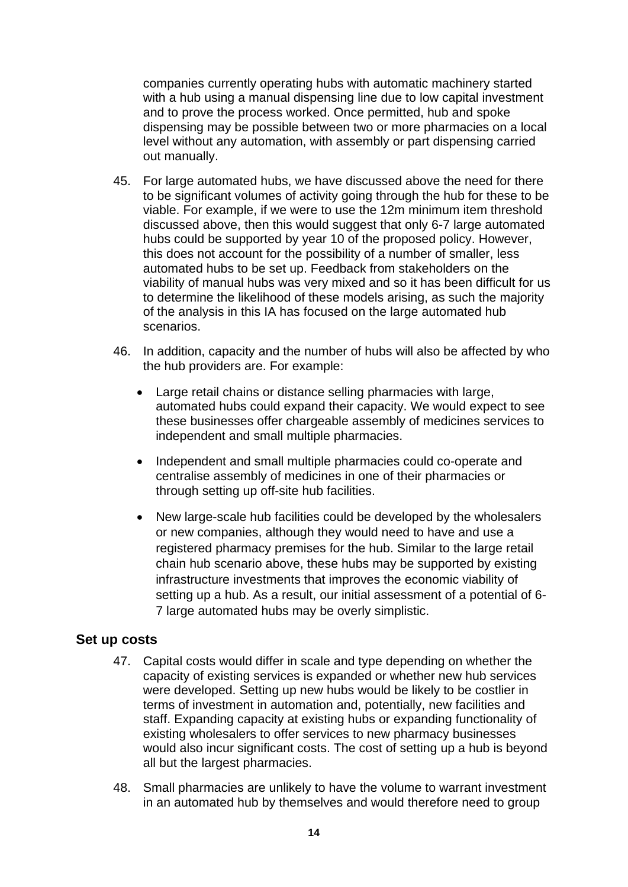companies currently operating hubs with automatic machinery started with a hub using a manual dispensing line due to low capital investment and to prove the process worked. Once permitted, hub and spoke dispensing may be possible between two or more pharmacies on a local level without any automation, with assembly or part dispensing carried out manually.

45. For large automated hubs, we have discussed above the need for there to be significant volumes of activity going through the hub for these to be viable. For example, if we were to use the 12m minimum item threshold discussed above, then this would suggest that only 6-7 large automated hubs could be supported by year 10 of the proposed policy. However, this does not account for the possibility of a number of smaller, less automated hubs to be set up. Feedback from stakeholders on the viability of manual hubs was very mixed and so it has been difficult for us to determine the likelihood of these models arising, as such the majority of the analysis in this IA has focused on the large automated hub scenarios.

46. In addition, capacity and the number of hubs will also be affected by who the hub providers are. For example:

   - Large retail chains or distance selling pharmacies with large, automated hubs could expand their capacity. We would expect to see these businesses offer chargeable assembly of medicines services to independent and small multiple pharmacies.
   - Independent and small multiple pharmacies could co-operate and centralise assembly of medicines in one of their pharmacies or through setting up off-site hub facilities.
   - New large-scale hub facilities could be developed by the wholesalers or new companies, although they would need to have and use a registered pharmacy premises for the hub. Similar to the large retail chain hub scenario above, these hubs may be supported by existing infrastructure investments that improves the economic viability of setting up a hub. As a result, our initial assessment of a potential of 6-7 large automated hubs may be overly simplistic.

## Set up costs

47. Capital costs would differ in scale and type depending on whether the capacity of existing services is expanded or whether new hub services were developed. Setting up new hubs would be likely to be costlier in terms of investment in automation and, potentially, new facilities and staff. Expanding capacity at existing hubs or expanding functionality of existing wholesalers to offer services to new pharmacy businesses would also incur significant costs. The cost of setting up a hub is beyond all but the largest pharmacies.

48. Small pharmacies are unlikely to have the volume to warrant investment in an automated hub by themselves and would therefore need to group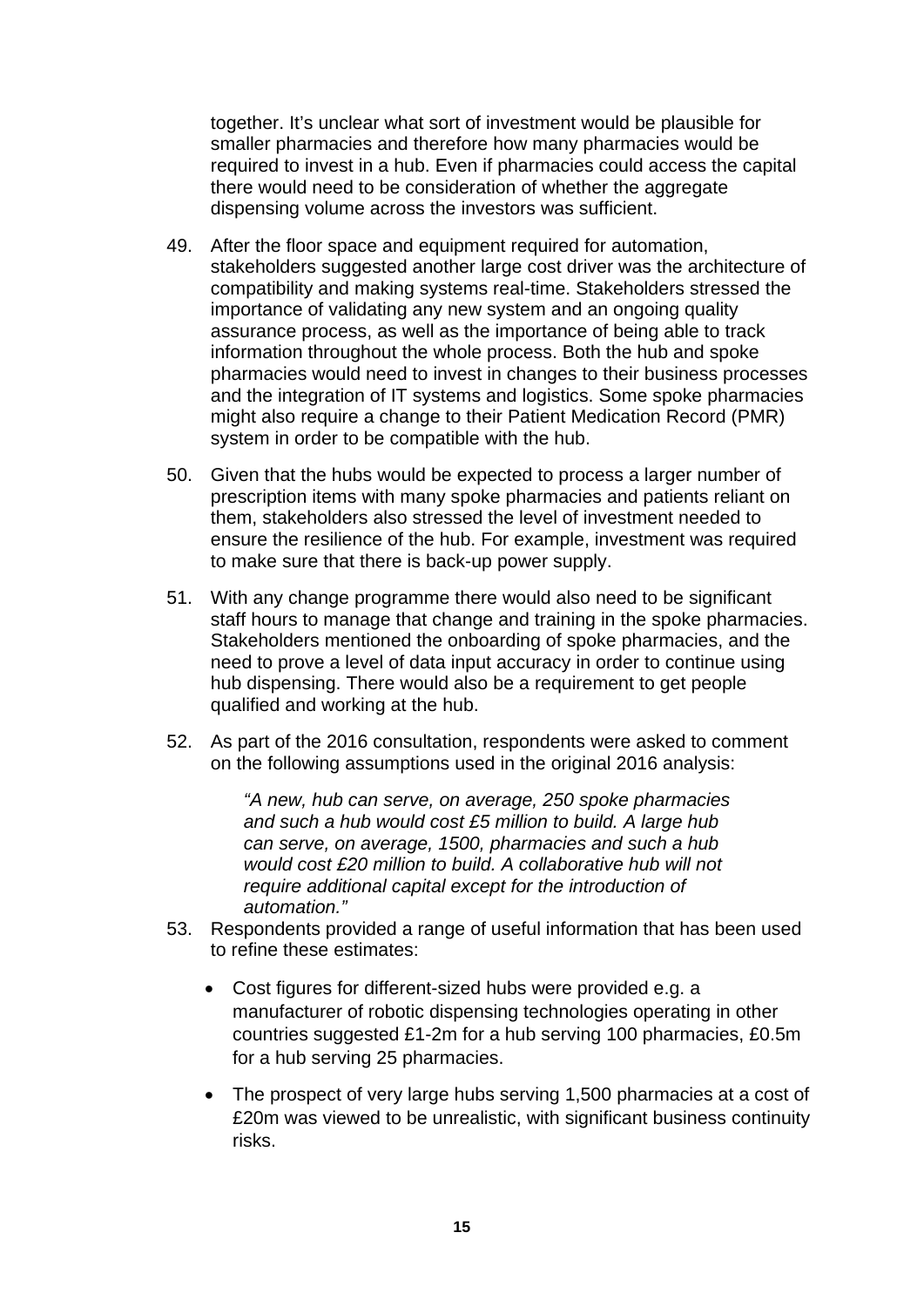together. It's unclear what sort of investment would be plausible for smaller pharmacies and therefore how many pharmacies would be required to invest in a hub. Even if pharmacies could access the capital there would need to be consideration of whether the aggregate dispensing volume across the investors was sufficient.

49. After the floor space and equipment required for automation, stakeholders suggested another large cost driver was the architecture of compatibility and making systems real-time. Stakeholders stressed the importance of validating any new system and an ongoing quality assurance process, as well as the importance of being able to track information throughout the whole process. Both the hub and spoke pharmacies would need to invest in changes to their business processes and the integration of IT systems and logistics. Some spoke pharmacies might also require a change to their Patient Medication Record (PMR) system in order to be compatible with the hub.

50. Given that the hubs would be expected to process a larger number of prescription items with many spoke pharmacies and patients reliant on them, stakeholders also stressed the level of investment needed to ensure the resilience of the hub. For example, investment was required to make sure that there is back-up power supply.

51. With any change programme there would also need to be significant staff hours to manage that change and training in the spoke pharmacies. Stakeholders mentioned the onboarding of spoke pharmacies, and the need to prove a level of data input accuracy in order to continue using hub dispensing. There would also be a requirement to get people qualified and working at the hub.

52. As part of the 2016 consultation, respondents were asked to comment on the following assumptions used in the original 2016 analysis:

> *"A new, hub can serve, on average, 250 spoke pharmacies and such a hub would cost £5 million to build. A large hub can serve, on average, 1500, pharmacies and such a hub would cost £20 million to build. A collaborative hub will not require additional capital except for the introduction of automation."*

53. Respondents provided a range of useful information that has been used to refine these estimates:

    - Cost figures for different-sized hubs were provided e.g. a manufacturer of robotic dispensing technologies operating in other countries suggested £1-2m for a hub serving 100 pharmacies, £0.5m for a hub serving 25 pharmacies.

    - The prospect of very large hubs serving 1,500 pharmacies at a cost of £20m was viewed to be unrealistic, with significant business continuity risks.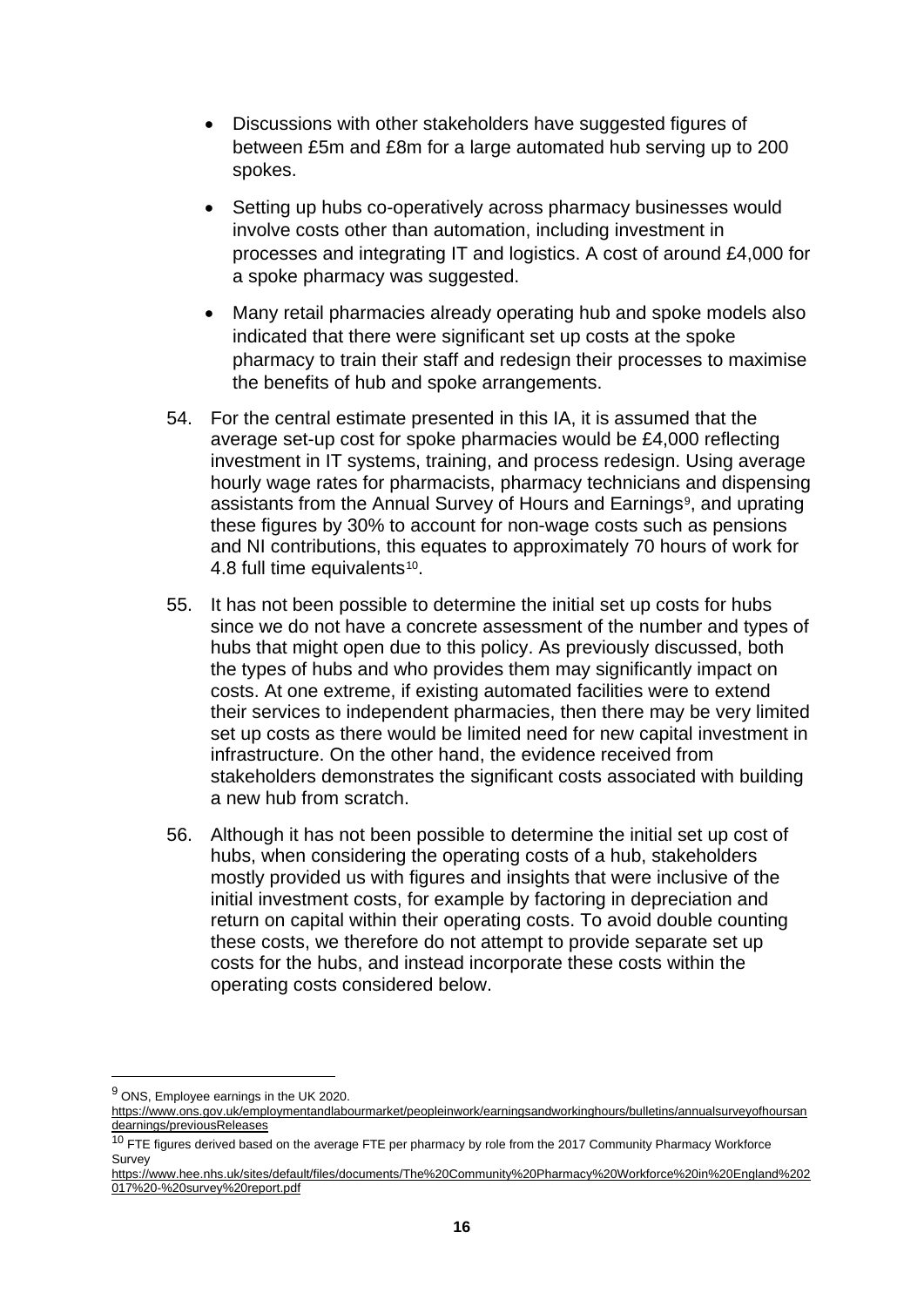- Discussions with other stakeholders have suggested figures of between £5m and £8m for a large automated hub serving up to 200 spokes.
- Setting up hubs co-operatively across pharmacy businesses would involve costs other than automation, including investment in processes and integrating IT and logistics. A cost of around £4,000 for a spoke pharmacy was suggested.
- Many retail pharmacies already operating hub and spoke models also indicated that there were significant set up costs at the spoke pharmacy to train their staff and redesign their processes to maximise the benefits of hub and spoke arrangements.

54. For the central estimate presented in this IA, it is assumed that the average set-up cost for spoke pharmacies would be £4,000 reflecting investment in IT systems, training, and process redesign. Using average hourly wage rates for pharmacists, pharmacy technicians and dispensing assistants from the Annual Survey of Hours and Earnings[9], and uprating these figures by 30% to account for non-wage costs such as pensions and NI contributions, this equates to approximately 70 hours of work for 4.8 full time equivalents[10].

55. It has not been possible to determine the initial set up costs for hubs since we do not have a concrete assessment of the number and types of hubs that might open due to this policy. As previously discussed, both the types of hubs and who provides them may significantly impact on costs. At one extreme, if existing automated facilities were to extend their services to independent pharmacies, then there may be very limited set up costs as there would be limited need for new capital investment in infrastructure. On the other hand, the evidence received from stakeholders demonstrates the significant costs associated with building a new hub from scratch.

56. Although it has not been possible to determine the initial set up cost of hubs, when considering the operating costs of a hub, stakeholders mostly provided us with figures and insights that were inclusive of the initial investment costs, for example by factoring in depreciation and return on capital within their operating costs. To avoid double counting these costs, we therefore do not attempt to provide separate set up costs for the hubs, and instead incorporate these costs within the operating costs considered below.

---

[9] ONS, Employee earnings in the UK 2020. https://www.ons.gov.uk/employmentandlabourmarket/peopleinwork/earningsandworkinghours/bulletins/annualsurveyofhoursandearnings/previousReleases

[10] FTE figures derived based on the average FTE per pharmacy by role from the 2017 Community Pharmacy Workforce Survey https://www.hee.nhs.uk/sites/default/files/documents/The%20Community%20Pharmacy%20Workforce%20in%20England%202017%20-%20survey%20report.pdf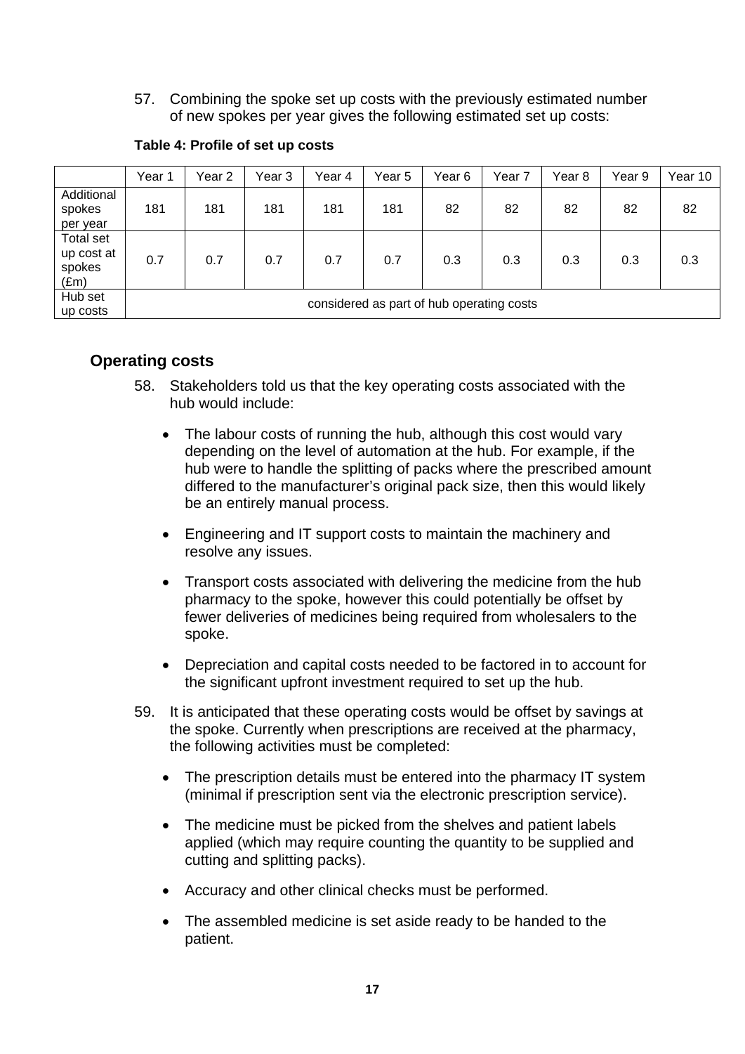57. Combining the spoke set up costs with the previously estimated number of new spokes per year gives the following estimated set up costs:

**Table 4: Profile of set up costs**

| | Year 1 | Year 2 | Year 3 | Year 4 | Year 5 | Year 6 | Year 7 | Year 8 | Year 9 | Year 10 |
|---|---|---|---|---|---|---|---|---|---|---|
| Additional spokes per year | 181 | 181 | 181 | 181 | 181 | 82 | 82 | 82 | 82 | 82 |
| Total set up cost at spokes (£m) | 0.7 | 0.7 | 0.7 | 0.7 | 0.7 | 0.3 | 0.3 | 0.3 | 0.3 | 0.3 |
| Hub set up costs | considered as part of hub operating costs | | | | | | | | | |

## Operating costs

58. Stakeholders told us that the key operating costs associated with the hub would include:

    - The labour costs of running the hub, although this cost would vary depending on the level of automation at the hub. For example, if the hub were to handle the splitting of packs where the prescribed amount differed to the manufacturer's original pack size, then this would likely be an entirely manual process.
    - Engineering and IT support costs to maintain the machinery and resolve any issues.
    - Transport costs associated with delivering the medicine from the hub pharmacy to the spoke, however this could potentially be offset by fewer deliveries of medicines being required from wholesalers to the spoke.
    - Depreciation and capital costs needed to be factored in to account for the significant upfront investment required to set up the hub.

59. It is anticipated that these operating costs would be offset by savings at the spoke. Currently when prescriptions are received at the pharmacy, the following activities must be completed:

    - The prescription details must be entered into the pharmacy IT system (minimal if prescription sent via the electronic prescription service).
    - The medicine must be picked from the shelves and patient labels applied (which may require counting the quantity to be supplied and cutting and splitting packs).
    - Accuracy and other clinical checks must be performed.
    - The assembled medicine is set aside ready to be handed to the patient.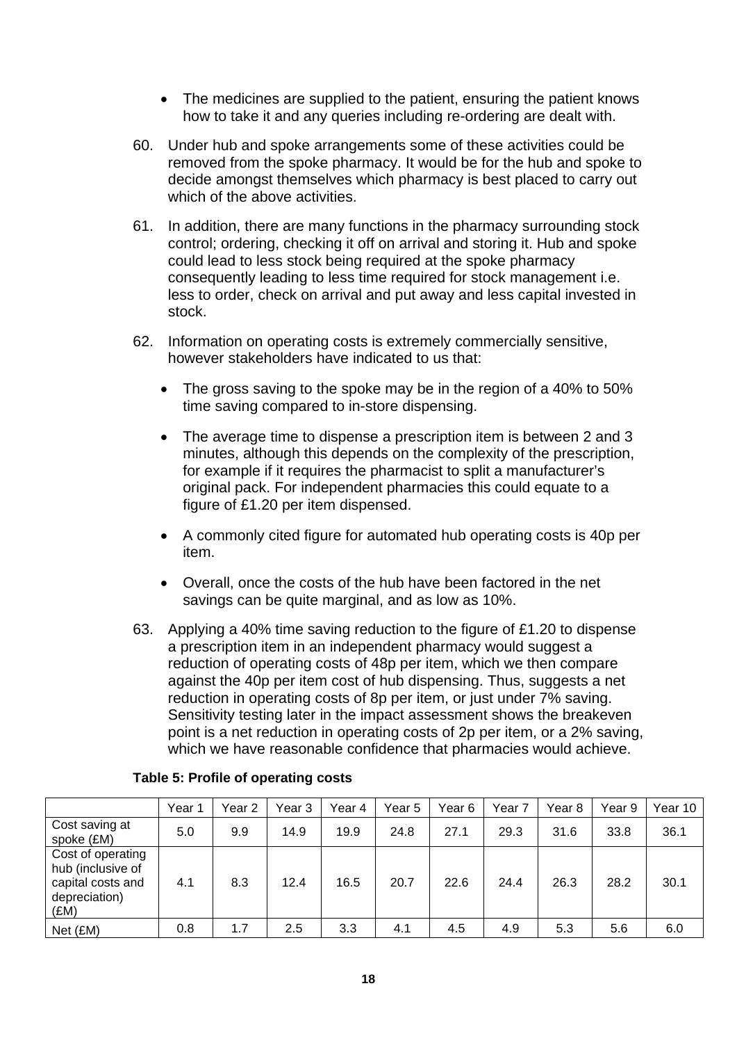- The medicines are supplied to the patient, ensuring the patient knows how to take it and any queries including re-ordering are dealt with.

60. Under hub and spoke arrangements some of these activities could be removed from the spoke pharmacy. It would be for the hub and spoke to decide amongst themselves which pharmacy is best placed to carry out which of the above activities.

61. In addition, there are many functions in the pharmacy surrounding stock control; ordering, checking it off on arrival and storing it. Hub and spoke could lead to less stock being required at the spoke pharmacy consequently leading to less time required for stock management i.e. less to order, check on arrival and put away and less capital invested in stock.

62. Information on operating costs is extremely commercially sensitive, however stakeholders have indicated to us that:

    - The gross saving to the spoke may be in the region of a 40% to 50% time saving compared to in-store dispensing.
    - The average time to dispense a prescription item is between 2 and 3 minutes, although this depends on the complexity of the prescription, for example if it requires the pharmacist to split a manufacturer's original pack. For independent pharmacies this could equate to a figure of £1.20 per item dispensed.
    - A commonly cited figure for automated hub operating costs is 40p per item.
    - Overall, once the costs of the hub have been factored in the net savings can be quite marginal, and as low as 10%.

63. Applying a 40% time saving reduction to the figure of £1.20 to dispense a prescription item in an independent pharmacy would suggest a reduction of operating costs of 48p per item, which we then compare against the 40p per item cost of hub dispensing. Thus, suggests a net reduction in operating costs of 8p per item, or just under 7% saving. Sensitivity testing later in the impact assessment shows the breakeven point is a net reduction in operating costs of 2p per item, or a 2% saving, which we have reasonable confidence that pharmacies would achieve.

**Table 5: Profile of operating costs**

| | Year 1 | Year 2 | Year 3 | Year 4 | Year 5 | Year 6 | Year 7 | Year 8 | Year 9 | Year 10 |
|---|---|---|---|---|---|---|---|---|---|---|
| Cost saving at spoke (£M) | 5.0 | 9.9 | 14.9 | 19.9 | 24.8 | 27.1 | 29.3 | 31.6 | 33.8 | 36.1 |
| Cost of operating hub (inclusive of capital costs and depreciation) (£M) | 4.1 | 8.3 | 12.4 | 16.5 | 20.7 | 22.6 | 24.4 | 26.3 | 28.2 | 30.1 |
| Net (£M) | 0.8 | 1.7 | 2.5 | 3.3 | 4.1 | 4.5 | 4.9 | 5.3 | 5.6 | 6.0 |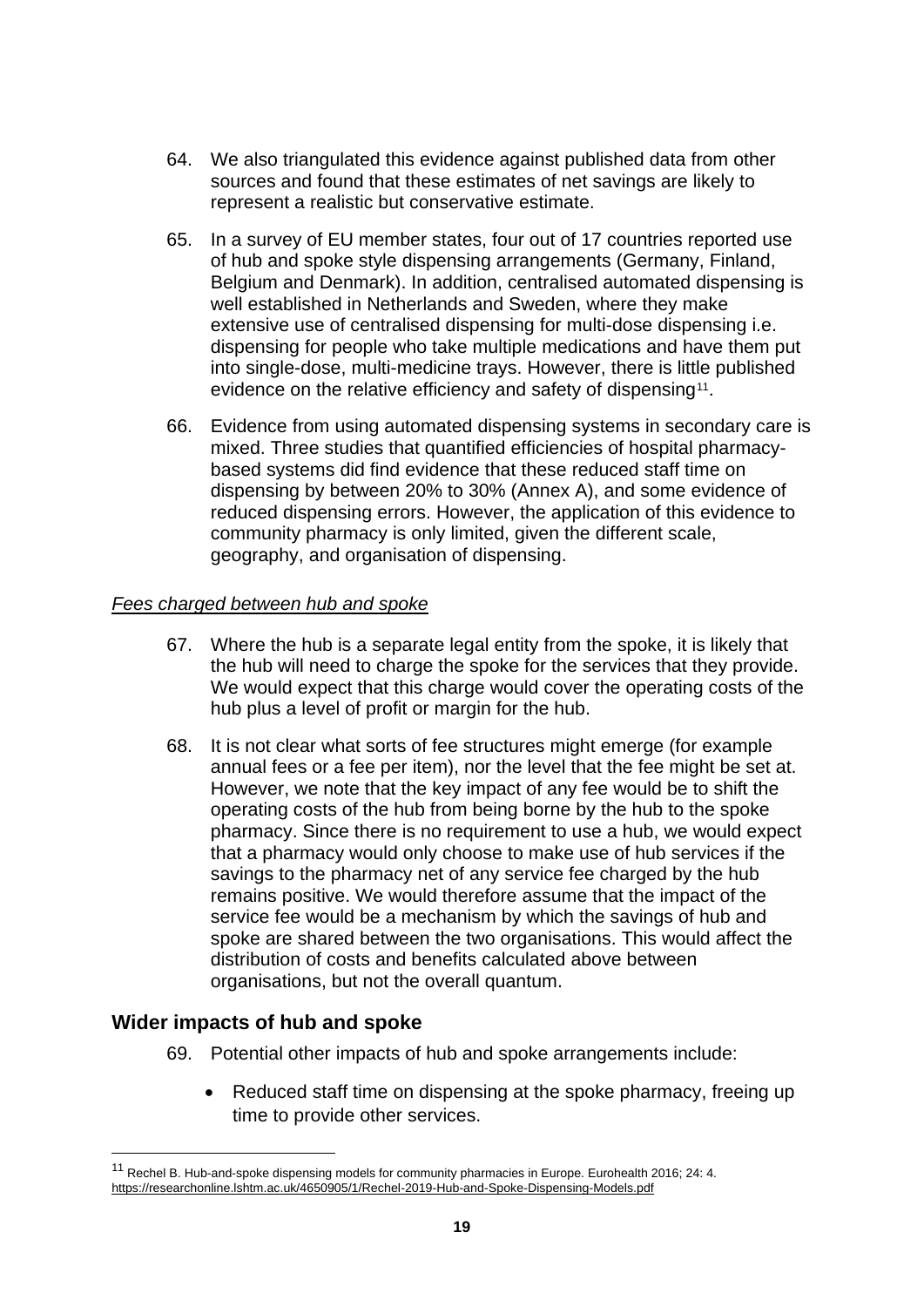64. We also triangulated this evidence against published data from other sources and found that these estimates of net savings are likely to represent a realistic but conservative estimate.

65. In a survey of EU member states, four out of 17 countries reported use of hub and spoke style dispensing arrangements (Germany, Finland, Belgium and Denmark). In addition, centralised automated dispensing is well established in Netherlands and Sweden, where they make extensive use of centralised dispensing for multi-dose dispensing i.e. dispensing for people who take multiple medications and have them put into single-dose, multi-medicine trays. However, there is little published evidence on the relative efficiency and safety of dispensing[11].

66. Evidence from using automated dispensing systems in secondary care is mixed. Three studies that quantified efficiencies of hospital pharmacy-based systems did find evidence that these reduced staff time on dispensing by between 20% to 30% (Annex A), and some evidence of reduced dispensing errors. However, the application of this evidence to community pharmacy is only limited, given the different scale, geography, and organisation of dispensing.

*Fees charged between hub and spoke*

67. Where the hub is a separate legal entity from the spoke, it is likely that the hub will need to charge the spoke for the services that they provide. We would expect that this charge would cover the operating costs of the hub plus a level of profit or margin for the hub.

68. It is not clear what sorts of fee structures might emerge (for example annual fees or a fee per item), nor the level that the fee might be set at. However, we note that the key impact of any fee would be to shift the operating costs of the hub from being borne by the hub to the spoke pharmacy. Since there is no requirement to use a hub, we would expect that a pharmacy would only choose to make use of hub services if the savings to the pharmacy net of any service fee charged by the hub remains positive. We would therefore assume that the impact of the service fee would be a mechanism by which the savings of hub and spoke are shared between the two organisations. This would affect the distribution of costs and benefits calculated above between organisations, but not the overall quantum.

## Wider impacts of hub and spoke

69. Potential other impacts of hub and spoke arrangements include:

    - Reduced staff time on dispensing at the spoke pharmacy, freeing up time to provide other services.

---

[11] Rechel B. Hub-and-spoke dispensing models for community pharmacies in Europe. Eurohealth 2016; 24: 4. https://researchonline.lshtm.ac.uk/4650905/1/Rechel-2019-Hub-and-Spoke-Dispensing-Models.pdf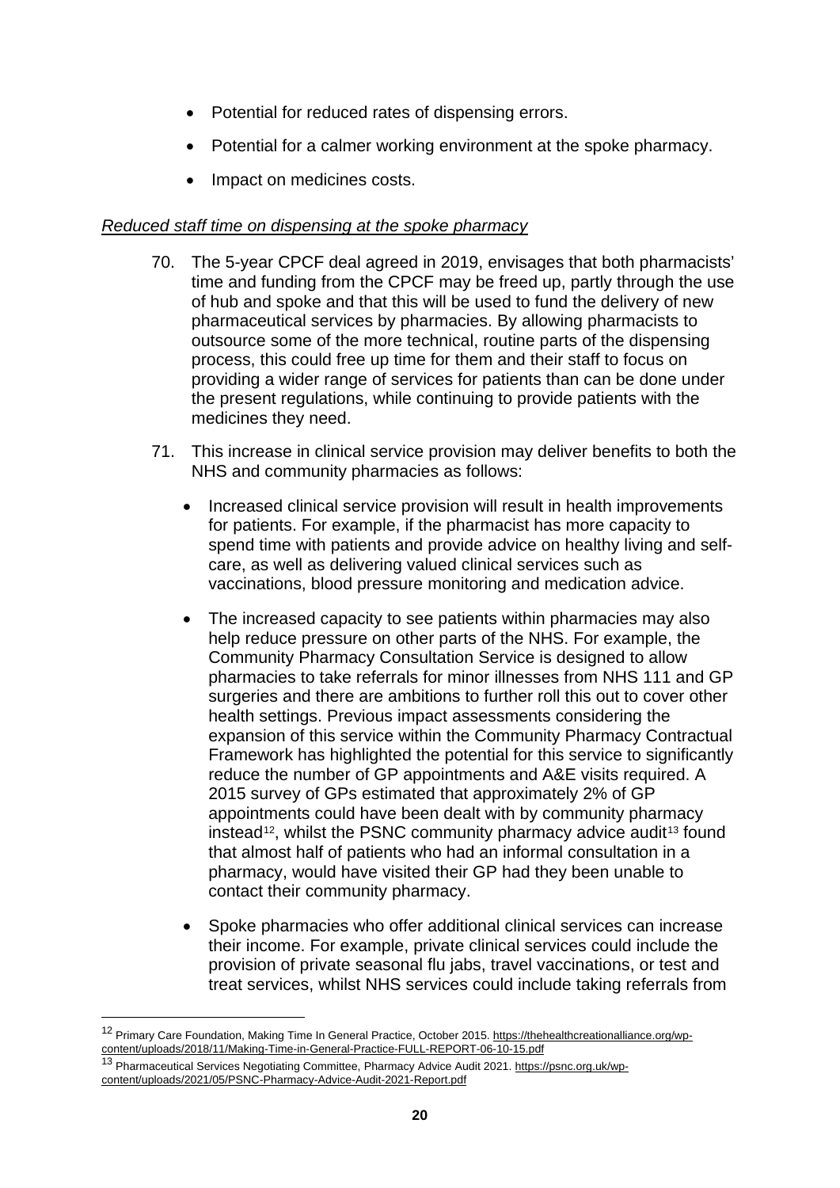- Potential for reduced rates of dispensing errors.
- Potential for a calmer working environment at the spoke pharmacy.
- Impact on medicines costs.

*Reduced staff time on dispensing at the spoke pharmacy*

70. The 5-year CPCF deal agreed in 2019, envisages that both pharmacists' time and funding from the CPCF may be freed up, partly through the use of hub and spoke and that this will be used to fund the delivery of new pharmaceutical services by pharmacies. By allowing pharmacists to outsource some of the more technical, routine parts of the dispensing process, this could free up time for them and their staff to focus on providing a wider range of services for patients than can be done under the present regulations, while continuing to provide patients with the medicines they need.

71. This increase in clinical service provision may deliver benefits to both the NHS and community pharmacies as follows:

    - Increased clinical service provision will result in health improvements for patients. For example, if the pharmacist has more capacity to spend time with patients and provide advice on healthy living and self-care, as well as delivering valued clinical services such as vaccinations, blood pressure monitoring and medication advice.
    - The increased capacity to see patients within pharmacies may also help reduce pressure on other parts of the NHS. For example, the Community Pharmacy Consultation Service is designed to allow pharmacies to take referrals for minor illnesses from NHS 111 and GP surgeries and there are ambitions to further roll this out to cover other health settings. Previous impact assessments considering the expansion of this service within the Community Pharmacy Contractual Framework has highlighted the potential for this service to significantly reduce the number of GP appointments and A&E visits required. A 2015 survey of GPs estimated that approximately 2% of GP appointments could have been dealt with by community pharmacy instead[12], whilst the PSNC community pharmacy advice audit[13] found that almost half of patients who had an informal consultation in a pharmacy, would have visited their GP had they been unable to contact their community pharmacy.
    - Spoke pharmacies who offer additional clinical services can increase their income. For example, private clinical services could include the provision of private seasonal flu jabs, travel vaccinations, or test and treat services, whilst NHS services could include taking referrals from

---

[12] Primary Care Foundation, Making Time In General Practice, October 2015. https://thehealthcreationalliance.org/wp-content/uploads/2018/11/Making-Time-in-General-Practice-FULL-REPORT-06-10-15.pdf

[13] Pharmaceutical Services Negotiating Committee, Pharmacy Advice Audit 2021. https://psnc.org.uk/wp-content/uploads/2021/05/PSNC-Pharmacy-Advice-Audit-2021-Report.pdf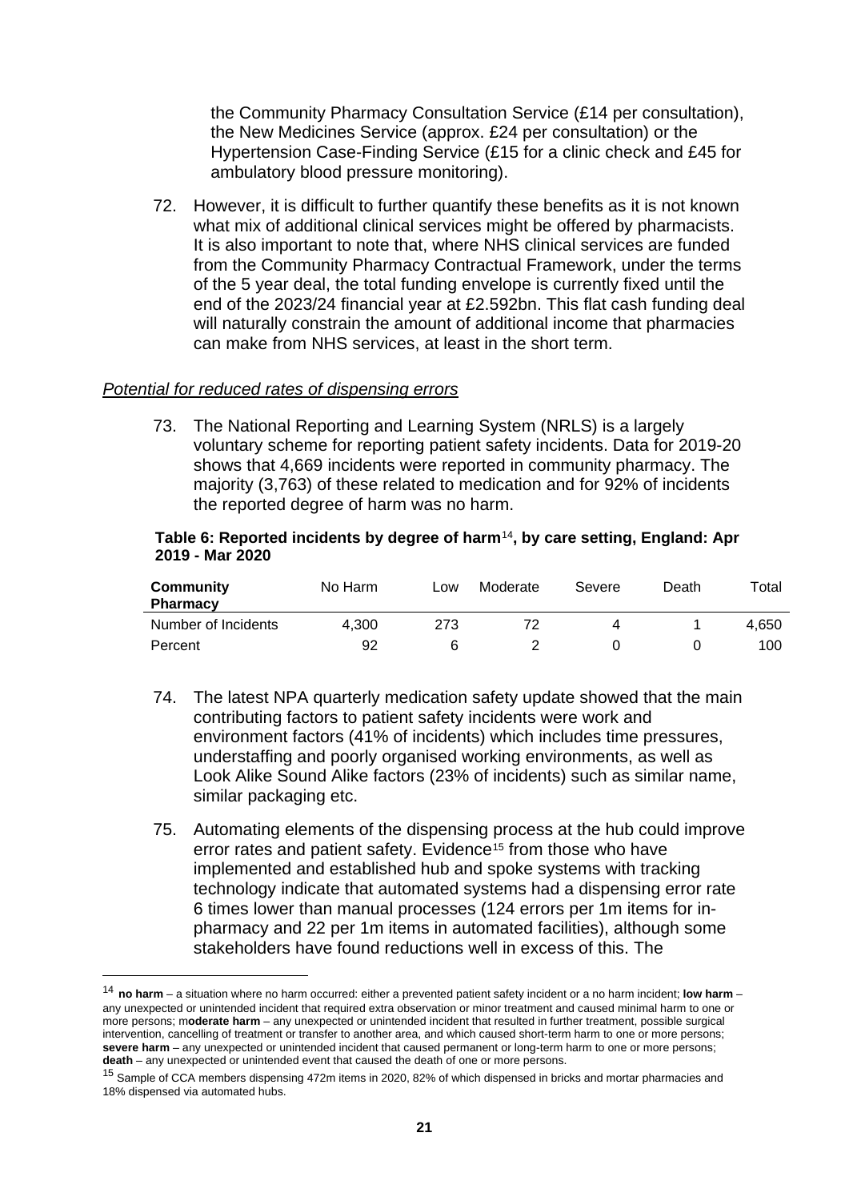the Community Pharmacy Consultation Service (£14 per consultation), the New Medicines Service (approx. £24 per consultation) or the Hypertension Case-Finding Service (£15 for a clinic check and £45 for ambulatory blood pressure monitoring).

72. However, it is difficult to further quantify these benefits as it is not known what mix of additional clinical services might be offered by pharmacists. It is also important to note that, where NHS clinical services are funded from the Community Pharmacy Contractual Framework, under the terms of the 5 year deal, the total funding envelope is currently fixed until the end of the 2023/24 financial year at £2.592bn. This flat cash funding deal will naturally constrain the amount of additional income that pharmacies can make from NHS services, at least in the short term.

*Potential for reduced rates of dispensing errors*

73. The National Reporting and Learning System (NRLS) is a largely voluntary scheme for reporting patient safety incidents. Data for 2019-20 shows that 4,669 incidents were reported in community pharmacy. The majority (3,763) of these related to medication and for 92% of incidents the reported degree of harm was no harm.

**Table 6: Reported incidents by degree of harm[14], by care setting, England: Apr 2019 - Mar 2020**

| Community Pharmacy | No Harm | Low | Moderate | Severe | Death | Total |
|---|---|---|---|---|---|---|
| Number of Incidents | 4,300 | 273 | 72 | 4 | 1 | 4,650 |
| Percent | 92 | 6 | 2 | 0 | 0 | 100 |

74. The latest NPA quarterly medication safety update showed that the main contributing factors to patient safety incidents were work and environment factors (41% of incidents) which includes time pressures, understaffing and poorly organised working environments, as well as Look Alike Sound Alike factors (23% of incidents) such as similar name, similar packaging etc.

75. Automating elements of the dispensing process at the hub could improve error rates and patient safety. Evidence[15] from those who have implemented and established hub and spoke systems with tracking technology indicate that automated systems had a dispensing error rate 6 times lower than manual processes (124 errors per 1m items for in-pharmacy and 22 per 1m items in automated facilities), although some stakeholders have found reductions well in excess of this. The

[14] **no harm** – a situation where no harm occurred: either a prevented patient safety incident or a no harm incident; **low harm** – any unexpected or unintended incident that required extra observation or minor treatment and caused minimal harm to one or more persons; m**oderate harm** – any unexpected or unintended incident that resulted in further treatment, possible surgical intervention, cancelling of treatment or transfer to another area, and which caused short-term harm to one or more persons; **severe harm** – any unexpected or unintended incident that caused permanent or long-term harm to one or more persons; **death** – any unexpected or unintended event that caused the death of one or more persons.

[15] Sample of CCA members dispensing 472m items in 2020, 82% of which dispensed in bricks and mortar pharmacies and 18% dispensed via automated hubs.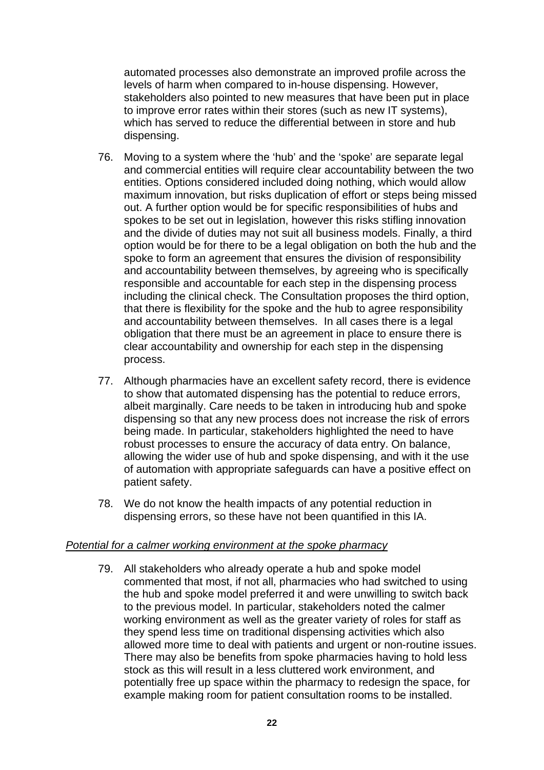automated processes also demonstrate an improved profile across the levels of harm when compared to in-house dispensing. However, stakeholders also pointed to new measures that have been put in place to improve error rates within their stores (such as new IT systems), which has served to reduce the differential between in store and hub dispensing.

76. Moving to a system where the 'hub' and the 'spoke' are separate legal and commercial entities will require clear accountability between the two entities. Options considered included doing nothing, which would allow maximum innovation, but risks duplication of effort or steps being missed out. A further option would be for specific responsibilities of hubs and spokes to be set out in legislation, however this risks stifling innovation and the divide of duties may not suit all business models. Finally, a third option would be for there to be a legal obligation on both the hub and the spoke to form an agreement that ensures the division of responsibility and accountability between themselves, by agreeing who is specifically responsible and accountable for each step in the dispensing process including the clinical check. The Consultation proposes the third option, that there is flexibility for the spoke and the hub to agree responsibility and accountability between themselves. In all cases there is a legal obligation that there must be an agreement in place to ensure there is clear accountability and ownership for each step in the dispensing process.

77. Although pharmacies have an excellent safety record, there is evidence to show that automated dispensing has the potential to reduce errors, albeit marginally. Care needs to be taken in introducing hub and spoke dispensing so that any new process does not increase the risk of errors being made. In particular, stakeholders highlighted the need to have robust processes to ensure the accuracy of data entry. On balance, allowing the wider use of hub and spoke dispensing, and with it the use of automation with appropriate safeguards can have a positive effect on patient safety.

78. We do not know the health impacts of any potential reduction in dispensing errors, so these have not been quantified in this IA.

*Potential for a calmer working environment at the spoke pharmacy*

79. All stakeholders who already operate a hub and spoke model commented that most, if not all, pharmacies who had switched to using the hub and spoke model preferred it and were unwilling to switch back to the previous model. In particular, stakeholders noted the calmer working environment as well as the greater variety of roles for staff as they spend less time on traditional dispensing activities which also allowed more time to deal with patients and urgent or non-routine issues. There may also be benefits from spoke pharmacies having to hold less stock as this will result in a less cluttered work environment, and potentially free up space within the pharmacy to redesign the space, for example making room for patient consultation rooms to be installed.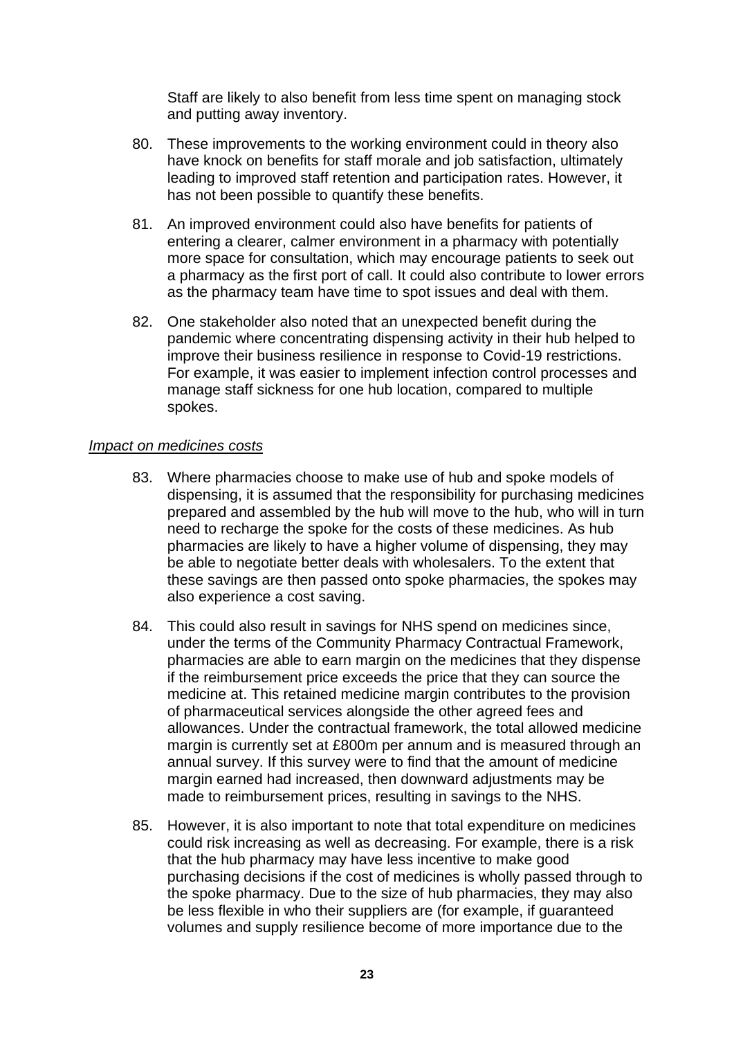Staff are likely to also benefit from less time spent on managing stock and putting away inventory.

80. These improvements to the working environment could in theory also have knock on benefits for staff morale and job satisfaction, ultimately leading to improved staff retention and participation rates. However, it has not been possible to quantify these benefits.

81. An improved environment could also have benefits for patients of entering a clearer, calmer environment in a pharmacy with potentially more space for consultation, which may encourage patients to seek out a pharmacy as the first port of call. It could also contribute to lower errors as the pharmacy team have time to spot issues and deal with them.

82. One stakeholder also noted that an unexpected benefit during the pandemic where concentrating dispensing activity in their hub helped to improve their business resilience in response to Covid-19 restrictions. For example, it was easier to implement infection control processes and manage staff sickness for one hub location, compared to multiple spokes.

*Impact on medicines costs*

83. Where pharmacies choose to make use of hub and spoke models of dispensing, it is assumed that the responsibility for purchasing medicines prepared and assembled by the hub will move to the hub, who will in turn need to recharge the spoke for the costs of these medicines. As hub pharmacies are likely to have a higher volume of dispensing, they may be able to negotiate better deals with wholesalers. To the extent that these savings are then passed onto spoke pharmacies, the spokes may also experience a cost saving.

84. This could also result in savings for NHS spend on medicines since, under the terms of the Community Pharmacy Contractual Framework, pharmacies are able to earn margin on the medicines that they dispense if the reimbursement price exceeds the price that they can source the medicine at. This retained medicine margin contributes to the provision of pharmaceutical services alongside the other agreed fees and allowances. Under the contractual framework, the total allowed medicine margin is currently set at £800m per annum and is measured through an annual survey. If this survey were to find that the amount of medicine margin earned had increased, then downward adjustments may be made to reimbursement prices, resulting in savings to the NHS.

85. However, it is also important to note that total expenditure on medicines could risk increasing as well as decreasing. For example, there is a risk that the hub pharmacy may have less incentive to make good purchasing decisions if the cost of medicines is wholly passed through to the spoke pharmacy. Due to the size of hub pharmacies, they may also be less flexible in who their suppliers are (for example, if guaranteed volumes and supply resilience become of more importance due to the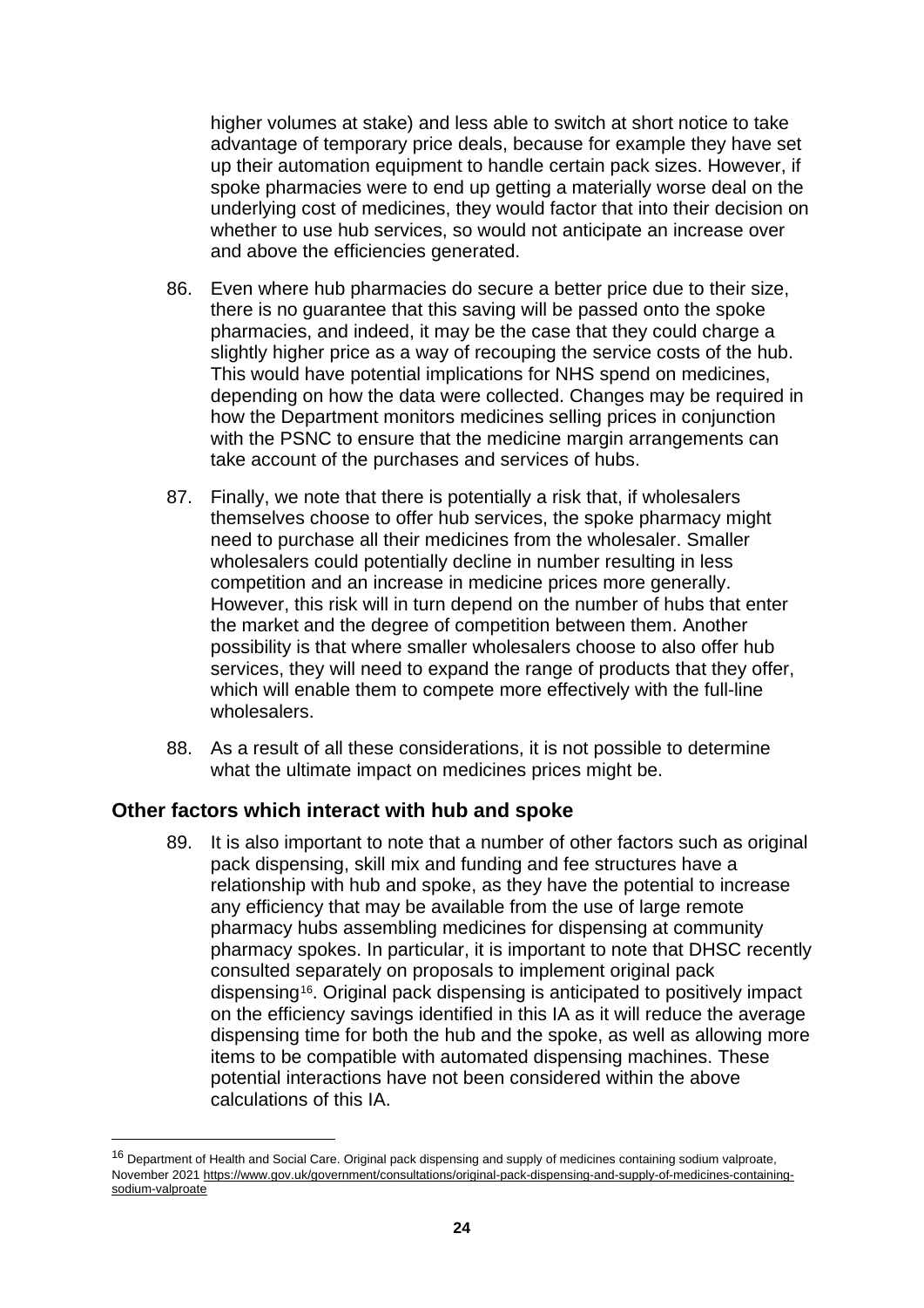higher volumes at stake) and less able to switch at short notice to take advantage of temporary price deals, because for example they have set up their automation equipment to handle certain pack sizes. However, if spoke pharmacies were to end up getting a materially worse deal on the underlying cost of medicines, they would factor that into their decision on whether to use hub services, so would not anticipate an increase over and above the efficiencies generated.

86. Even where hub pharmacies do secure a better price due to their size, there is no guarantee that this saving will be passed onto the spoke pharmacies, and indeed, it may be the case that they could charge a slightly higher price as a way of recouping the service costs of the hub. This would have potential implications for NHS spend on medicines, depending on how the data were collected. Changes may be required in how the Department monitors medicines selling prices in conjunction with the PSNC to ensure that the medicine margin arrangements can take account of the purchases and services of hubs.

87. Finally, we note that there is potentially a risk that, if wholesalers themselves choose to offer hub services, the spoke pharmacy might need to purchase all their medicines from the wholesaler. Smaller wholesalers could potentially decline in number resulting in less competition and an increase in medicine prices more generally. However, this risk will in turn depend on the number of hubs that enter the market and the degree of competition between them. Another possibility is that where smaller wholesalers choose to also offer hub services, they will need to expand the range of products that they offer, which will enable them to compete more effectively with the full-line wholesalers.

88. As a result of all these considerations, it is not possible to determine what the ultimate impact on medicines prices might be.

## Other factors which interact with hub and spoke

89. It is also important to note that a number of other factors such as original pack dispensing, skill mix and funding and fee structures have a relationship with hub and spoke, as they have the potential to increase any efficiency that may be available from the use of large remote pharmacy hubs assembling medicines for dispensing at community pharmacy spokes. In particular, it is important to note that DHSC recently consulted separately on proposals to implement original pack dispensing[16]. Original pack dispensing is anticipated to positively impact on the efficiency savings identified in this IA as it will reduce the average dispensing time for both the hub and the spoke, as well as allowing more items to be compatible with automated dispensing machines. These potential interactions have not been considered within the above calculations of this IA.

---

[16] Department of Health and Social Care. Original pack dispensing and supply of medicines containing sodium valproate, November 2021 https://www.gov.uk/government/consultations/original-pack-dispensing-and-supply-of-medicines-containing-sodium-valproate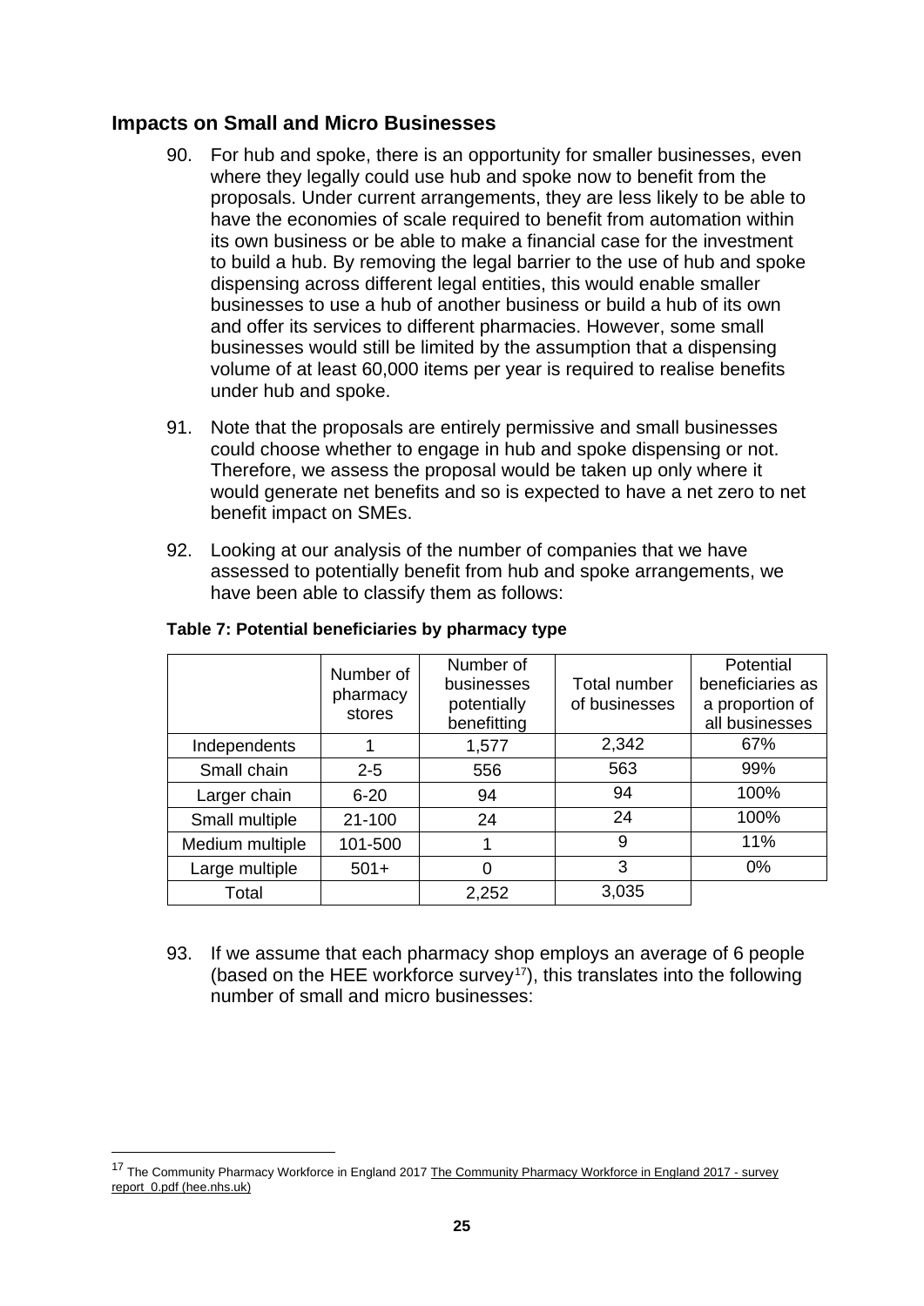## Impacts on Small and Micro Businesses

90. For hub and spoke, there is an opportunity for smaller businesses, even where they legally could use hub and spoke now to benefit from the proposals. Under current arrangements, they are less likely to be able to have the economies of scale required to benefit from automation within its own business or be able to make a financial case for the investment to build a hub. By removing the legal barrier to the use of hub and spoke dispensing across different legal entities, this would enable smaller businesses to use a hub of another business or build a hub of its own and offer its services to different pharmacies. However, some small businesses would still be limited by the assumption that a dispensing volume of at least 60,000 items per year is required to realise benefits under hub and spoke.

91. Note that the proposals are entirely permissive and small businesses could choose whether to engage in hub and spoke dispensing or not. Therefore, we assess the proposal would be taken up only where it would generate net benefits and so is expected to have a net zero to net benefit impact on SMEs.

92. Looking at our analysis of the number of companies that we have assessed to potentially benefit from hub and spoke arrangements, we have been able to classify them as follows:

**Table 7: Potential beneficiaries by pharmacy type**

| | Number of pharmacy stores | Number of businesses potentially benefitting | Total number of businesses | Potential beneficiaries as a proportion of all businesses |
|---|---|---|---|---|
| Independents | 1 | 1,577 | 2,342 | 67% |
| Small chain | 2-5 | 556 | 563 | 99% |
| Larger chain | 6-20 | 94 | 94 | 100% |
| Small multiple | 21-100 | 24 | 24 | 100% |
| Medium multiple | 101-500 | 1 | 9 | 11% |
| Large multiple | 501+ | 0 | 3 | 0% |
| Total | | 2,252 | 3,035 | |

93. If we assume that each pharmacy shop employs an average of 6 people (based on the HEE workforce survey[17]), this translates into the following number of small and micro businesses:

[17] The Community Pharmacy Workforce in England 2017 The Community Pharmacy Workforce in England 2017 - survey report_0.pdf (hee.nhs.uk)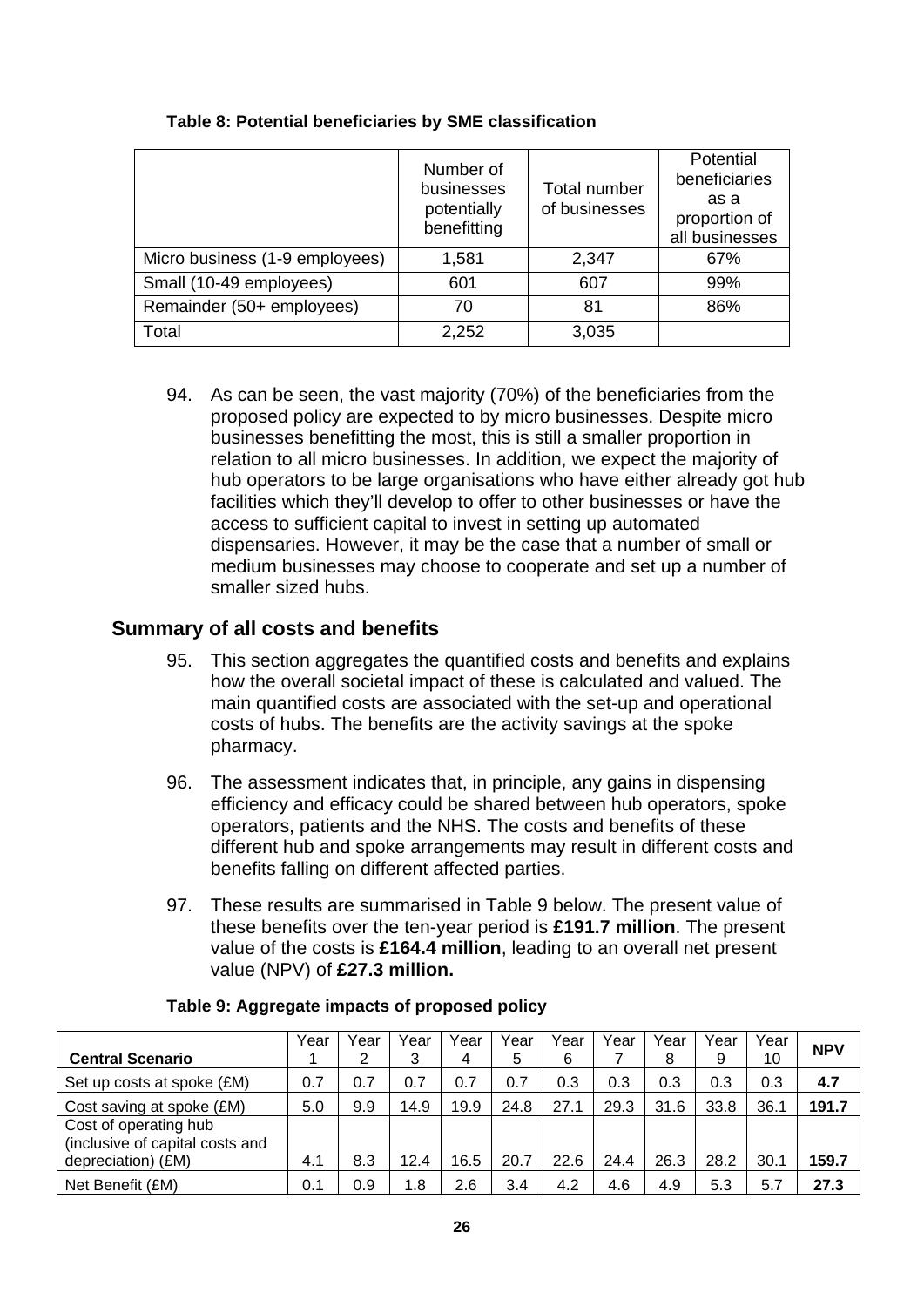**Table 8: Potential beneficiaries by SME classification**

| | Number of businesses potentially benefitting | Total number of businesses | Potential beneficiaries as a proportion of all businesses |
|---|---|---|---|
| Micro business (1-9 employees) | 1,581 | 2,347 | 67% |
| Small (10-49 employees) | 601 | 607 | 99% |
| Remainder (50+ employees) | 70 | 81 | 86% |
| Total | 2,252 | 3,035 | |

94. As can be seen, the vast majority (70%) of the beneficiaries from the proposed policy are expected to by micro businesses. Despite micro businesses benefitting the most, this is still a smaller proportion in relation to all micro businesses. In addition, we expect the majority of hub operators to be large organisations who have either already got hub facilities which they'll develop to offer to other businesses or have the access to sufficient capital to invest in setting up automated dispensaries. However, it may be the case that a number of small or medium businesses may choose to cooperate and set up a number of smaller sized hubs.

## Summary of all costs and benefits

95. This section aggregates the quantified costs and benefits and explains how the overall societal impact of these is calculated and valued. The main quantified costs are associated with the set-up and operational costs of hubs. The benefits are the activity savings at the spoke pharmacy.

96. The assessment indicates that, in principle, any gains in dispensing efficiency and efficacy could be shared between hub operators, spoke operators, patients and the NHS. The costs and benefits of these different hub and spoke arrangements may result in different costs and benefits falling on different affected parties.

97. These results are summarised in Table 9 below. The present value of these benefits over the ten-year period is **£191.7 million**. The present value of the costs is **£164.4 million**, leading to an overall net present value (NPV) of **£27.3 million.**

**Table 9: Aggregate impacts of proposed policy**

| **Central Scenario** | Year 1 | Year 2 | Year 3 | Year 4 | Year 5 | Year 6 | Year 7 | Year 8 | Year 9 | Year 10 | **NPV** |
|---|---|---|---|---|---|---|---|---|---|---|---|
| Set up costs at spoke (£M) | 0.7 | 0.7 | 0.7 | 0.7 | 0.7 | 0.3 | 0.3 | 0.3 | 0.3 | 0.3 | **4.7** |
| Cost saving at spoke (£M) | 5.0 | 9.9 | 14.9 | 19.9 | 24.8 | 27.1 | 29.3 | 31.6 | 33.8 | 36.1 | **191.7** |
| Cost of operating hub (inclusive of capital costs and depreciation) (£M) | 4.1 | 8.3 | 12.4 | 16.5 | 20.7 | 22.6 | 24.4 | 26.3 | 28.2 | 30.1 | **159.7** |
| Net Benefit (£M) | 0.1 | 0.9 | 1.8 | 2.6 | 3.4 | 4.2 | 4.6 | 4.9 | 5.3 | 5.7 | **27.3** |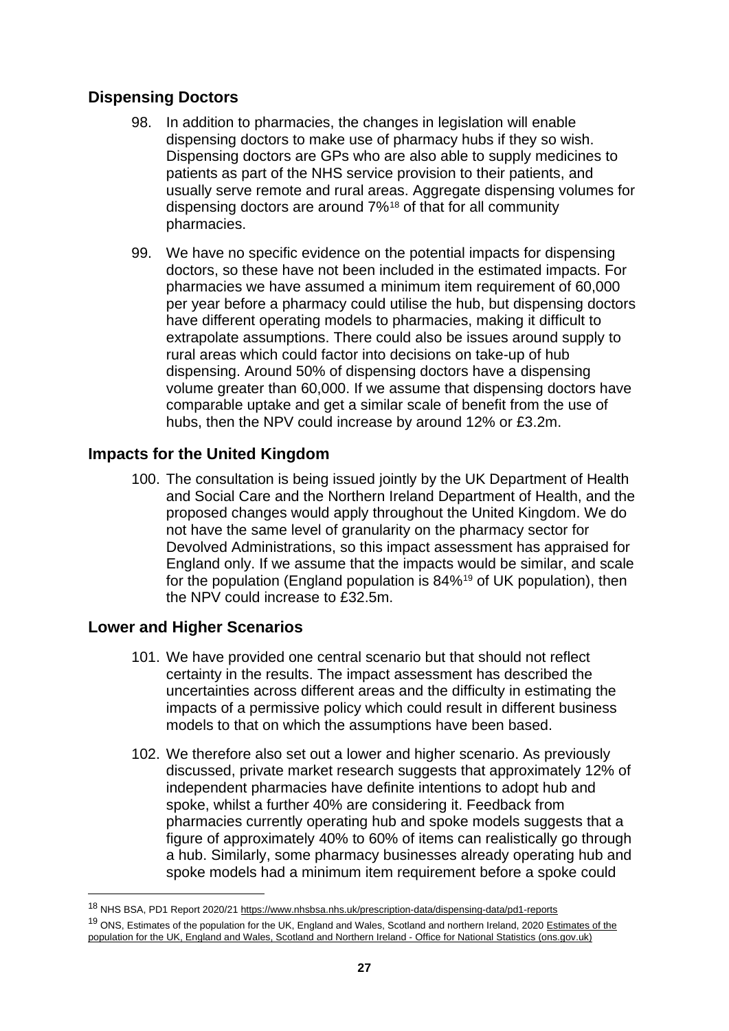## Dispensing Doctors

98. In addition to pharmacies, the changes in legislation will enable dispensing doctors to make use of pharmacy hubs if they so wish. Dispensing doctors are GPs who are also able to supply medicines to patients as part of the NHS service provision to their patients, and usually serve remote and rural areas. Aggregate dispensing volumes for dispensing doctors are around 7%[18] of that for all community pharmacies.

99. We have no specific evidence on the potential impacts for dispensing doctors, so these have not been included in the estimated impacts. For pharmacies we have assumed a minimum item requirement of 60,000 per year before a pharmacy could utilise the hub, but dispensing doctors have different operating models to pharmacies, making it difficult to extrapolate assumptions. There could also be issues around supply to rural areas which could factor into decisions on take-up of hub dispensing. Around 50% of dispensing doctors have a dispensing volume greater than 60,000. If we assume that dispensing doctors have comparable uptake and get a similar scale of benefit from the use of hubs, then the NPV could increase by around 12% or £3.2m.

## Impacts for the United Kingdom

100. The consultation is being issued jointly by the UK Department of Health and Social Care and the Northern Ireland Department of Health, and the proposed changes would apply throughout the United Kingdom. We do not have the same level of granularity on the pharmacy sector for Devolved Administrations, so this impact assessment has appraised for England only. If we assume that the impacts would be similar, and scale for the population (England population is 84%[19] of UK population), then the NPV could increase to £32.5m.

## Lower and Higher Scenarios

101. We have provided one central scenario but that should not reflect certainty in the results. The impact assessment has described the uncertainties across different areas and the difficulty in estimating the impacts of a permissive policy which could result in different business models to that on which the assumptions have been based.

102. We therefore also set out a lower and higher scenario. As previously discussed, private market research suggests that approximately 12% of independent pharmacies have definite intentions to adopt hub and spoke, whilst a further 40% are considering it. Feedback from pharmacies currently operating hub and spoke models suggests that a figure of approximately 40% to 60% of items can realistically go through a hub. Similarly, some pharmacy businesses already operating hub and spoke models had a minimum item requirement before a spoke could

---

[18] NHS BSA, PD1 Report 2020/21 https://www.nhsbsa.nhs.uk/prescription-data/dispensing-data/pd1-reports

[19] ONS, Estimates of the population for the UK, England and Wales, Scotland and northern Ireland, 2020 Estimates of the population for the UK, England and Wales, Scotland and Northern Ireland - Office for National Statistics (ons.gov.uk)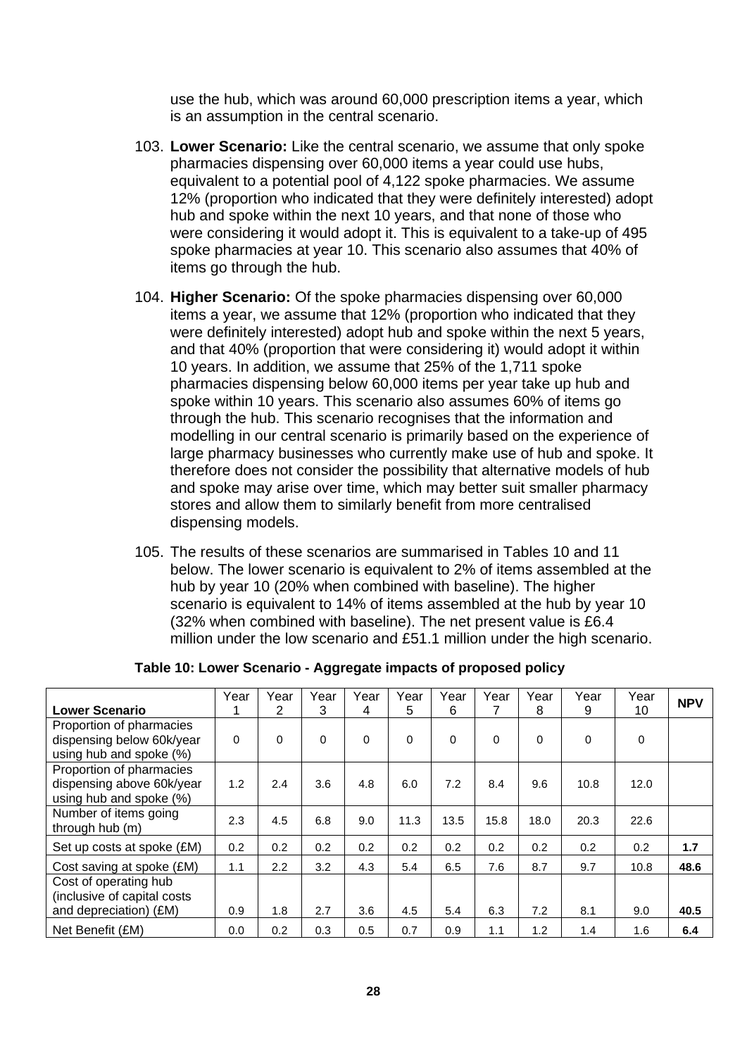use the hub, which was around 60,000 prescription items a year, which is an assumption in the central scenario.

103. **Lower Scenario:** Like the central scenario, we assume that only spoke pharmacies dispensing over 60,000 items a year could use hubs, equivalent to a potential pool of 4,122 spoke pharmacies. We assume 12% (proportion who indicated that they were definitely interested) adopt hub and spoke within the next 10 years, and that none of those who were considering it would adopt it. This is equivalent to a take-up of 495 spoke pharmacies at year 10. This scenario also assumes that 40% of items go through the hub.

104. **Higher Scenario:** Of the spoke pharmacies dispensing over 60,000 items a year, we assume that 12% (proportion who indicated that they were definitely interested) adopt hub and spoke within the next 5 years, and that 40% (proportion that were considering it) would adopt it within 10 years. In addition, we assume that 25% of the 1,711 spoke pharmacies dispensing below 60,000 items per year take up hub and spoke within 10 years. This scenario also assumes 60% of items go through the hub. This scenario recognises that the information and modelling in our central scenario is primarily based on the experience of large pharmacy businesses who currently make use of hub and spoke. It therefore does not consider the possibility that alternative models of hub and spoke may arise over time, which may better suit smaller pharmacy stores and allow them to similarly benefit from more centralised dispensing models.

105. The results of these scenarios are summarised in Tables 10 and 11 below. The lower scenario is equivalent to 2% of items assembled at the hub by year 10 (20% when combined with baseline). The higher scenario is equivalent to 14% of items assembled at the hub by year 10 (32% when combined with baseline). The net present value is £6.4 million under the low scenario and £51.1 million under the high scenario.

**Table 10: Lower Scenario - Aggregate impacts of proposed policy**

| **Lower Scenario** | Year 1 | Year 2 | Year 3 | Year 4 | Year 5 | Year 6 | Year 7 | Year 8 | Year 9 | Year 10 | **NPV** |
|---|---|---|---|---|---|---|---|---|---|---|---|
| Proportion of pharmacies dispensing below 60k/year using hub and spoke (%) | 0 | 0 | 0 | 0 | 0 | 0 | 0 | 0 | 0 | 0 | |
| Proportion of pharmacies dispensing above 60k/year using hub and spoke (%) | 1.2 | 2.4 | 3.6 | 4.8 | 6.0 | 7.2 | 8.4 | 9.6 | 10.8 | 12.0 | |
| Number of items going through hub (m) | 2.3 | 4.5 | 6.8 | 9.0 | 11.3 | 13.5 | 15.8 | 18.0 | 20.3 | 22.6 | |
| Set up costs at spoke (£M) | 0.2 | 0.2 | 0.2 | 0.2 | 0.2 | 0.2 | 0.2 | 0.2 | 0.2 | 0.2 | **1.7** |
| Cost saving at spoke (£M) | 1.1 | 2.2 | 3.2 | 4.3 | 5.4 | 6.5 | 7.6 | 8.7 | 9.7 | 10.8 | **48.6** |
| Cost of operating hub (inclusive of capital costs and depreciation) (£M) | 0.9 | 1.8 | 2.7 | 3.6 | 4.5 | 5.4 | 6.3 | 7.2 | 8.1 | 9.0 | **40.5** |
| Net Benefit (£M) | 0.0 | 0.2 | 0.3 | 0.5 | 0.7 | 0.9 | 1.1 | 1.2 | 1.4 | 1.6 | **6.4** |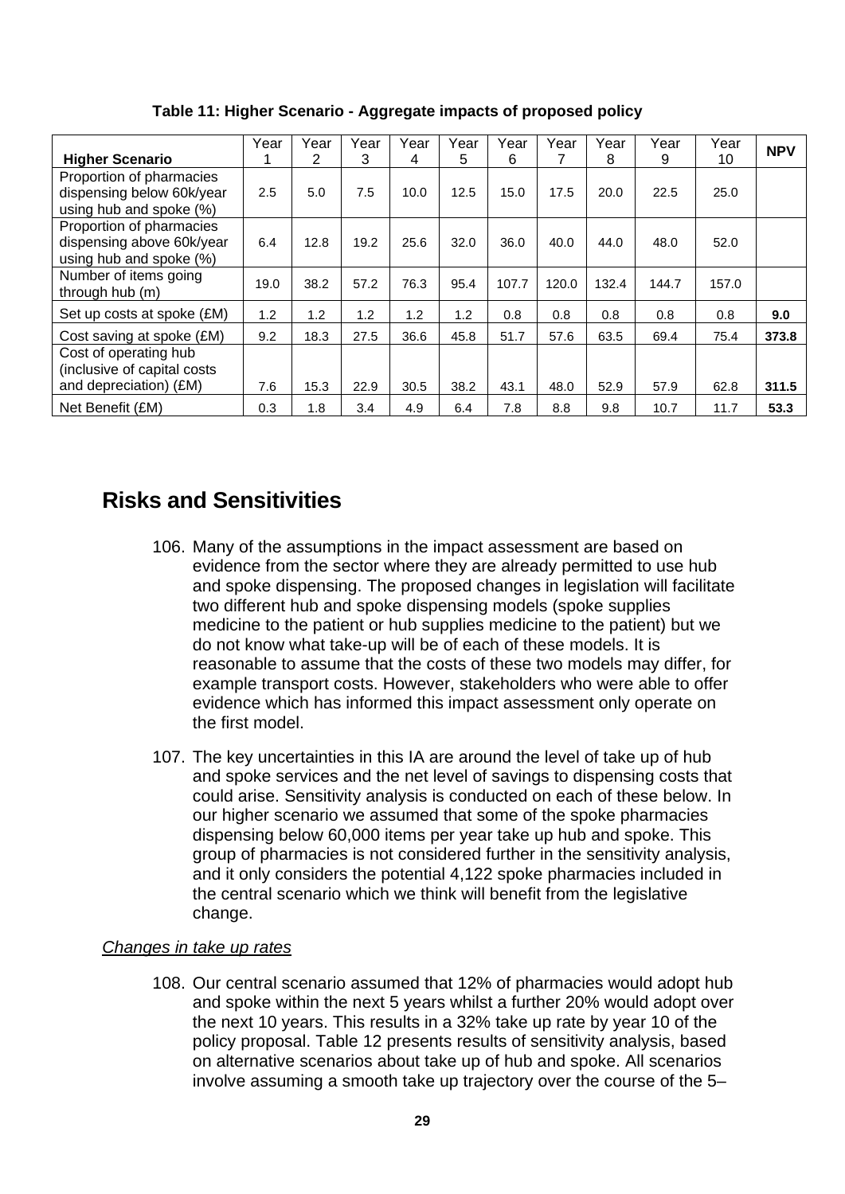**Table 11: Higher Scenario - Aggregate impacts of proposed policy**

| Higher Scenario | Year 1 | Year 2 | Year 3 | Year 4 | Year 5 | Year 6 | Year 7 | Year 8 | Year 9 | Year 10 | NPV |
|---|---|---|---|---|---|---|---|---|---|---|---|
| Proportion of pharmacies dispensing below 60k/year using hub and spoke (%) | 2.5 | 5.0 | 7.5 | 10.0 | 12.5 | 15.0 | 17.5 | 20.0 | 22.5 | 25.0 | |
| Proportion of pharmacies dispensing above 60k/year using hub and spoke (%) | 6.4 | 12.8 | 19.2 | 25.6 | 32.0 | 36.0 | 40.0 | 44.0 | 48.0 | 52.0 | |
| Number of items going through hub (m) | 19.0 | 38.2 | 57.2 | 76.3 | 95.4 | 107.7 | 120.0 | 132.4 | 144.7 | 157.0 | |
| Set up costs at spoke (£M) | 1.2 | 1.2 | 1.2 | 1.2 | 1.2 | 0.8 | 0.8 | 0.8 | 0.8 | 0.8 | **9.0** |
| Cost saving at spoke (£M) | 9.2 | 18.3 | 27.5 | 36.6 | 45.8 | 51.7 | 57.6 | 63.5 | 69.4 | 75.4 | **373.8** |
| Cost of operating hub (inclusive of capital costs and depreciation) (£M) | 7.6 | 15.3 | 22.9 | 30.5 | 38.2 | 43.1 | 48.0 | 52.9 | 57.9 | 62.8 | **311.5** |
| Net Benefit (£M) | 0.3 | 1.8 | 3.4 | 4.9 | 6.4 | 7.8 | 8.8 | 9.8 | 10.7 | 11.7 | **53.3** |

# Risks and Sensitivities

106. Many of the assumptions in the impact assessment are based on evidence from the sector where they are already permitted to use hub and spoke dispensing. The proposed changes in legislation will facilitate two different hub and spoke dispensing models (spoke supplies medicine to the patient or hub supplies medicine to the patient) but we do not know what take-up will be of each of these models. It is reasonable to assume that the costs of these two models may differ, for example transport costs. However, stakeholders who were able to offer evidence which has informed this impact assessment only operate on the first model.

107. The key uncertainties in this IA are around the level of take up of hub and spoke services and the net level of savings to dispensing costs that could arise. Sensitivity analysis is conducted on each of these below. In our higher scenario we assumed that some of the spoke pharmacies dispensing below 60,000 items per year take up hub and spoke. This group of pharmacies is not considered further in the sensitivity analysis, and it only considers the potential 4,122 spoke pharmacies included in the central scenario which we think will benefit from the legislative change.

*Changes in take up rates*

108. Our central scenario assumed that 12% of pharmacies would adopt hub and spoke within the next 5 years whilst a further 20% would adopt over the next 10 years. This results in a 32% take up rate by year 10 of the policy proposal. Table 12 presents results of sensitivity analysis, based on alternative scenarios about take up of hub and spoke. All scenarios involve assuming a smooth take up trajectory over the course of the 5–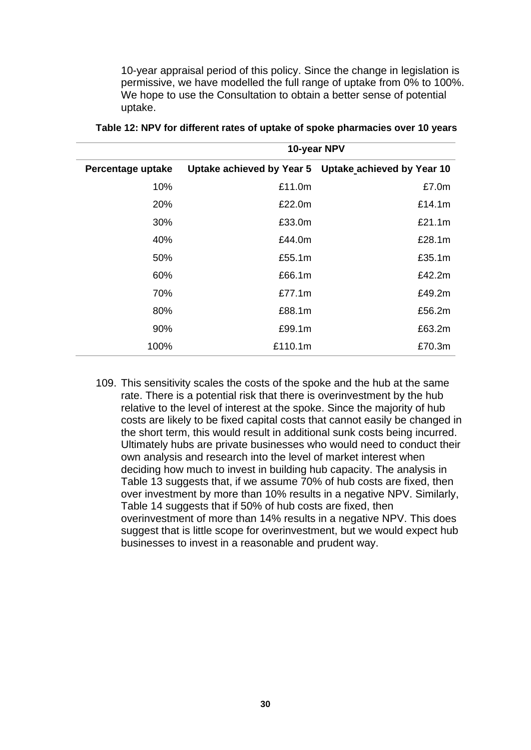10-year appraisal period of this policy. Since the change in legislation is permissive, we have modelled the full range of uptake from 0% to 100%. We hope to use the Consultation to obtain a better sense of potential uptake.

**Table 12: NPV for different rates of uptake of spoke pharmacies over 10 years**

| | 10-year NPV | |
|---|---|---|
| **Percentage uptake** | **Uptake achieved by Year 5** | **Uptake achieved by Year 10** |
| 10% | £11.0m | £7.0m |
| 20% | £22.0m | £14.1m |
| 30% | £33.0m | £21.1m |
| 40% | £44.0m | £28.1m |
| 50% | £55.1m | £35.1m |
| 60% | £66.1m | £42.2m |
| 70% | £77.1m | £49.2m |
| 80% | £88.1m | £56.2m |
| 90% | £99.1m | £63.2m |
| 100% | £110.1m | £70.3m |

109. This sensitivity scales the costs of the spoke and the hub at the same rate. There is a potential risk that there is overinvestment by the hub relative to the level of interest at the spoke. Since the majority of hub costs are likely to be fixed capital costs that cannot easily be changed in the short term, this would result in additional sunk costs being incurred. Ultimately hubs are private businesses who would need to conduct their own analysis and research into the level of market interest when deciding how much to invest in building hub capacity. The analysis in Table 13 suggests that, if we assume 70% of hub costs are fixed, then over investment by more than 10% results in a negative NPV. Similarly, Table 14 suggests that if 50% of hub costs are fixed, then overinvestment of more than 14% results in a negative NPV. This does suggest that is little scope for overinvestment, but we would expect hub businesses to invest in a reasonable and prudent way.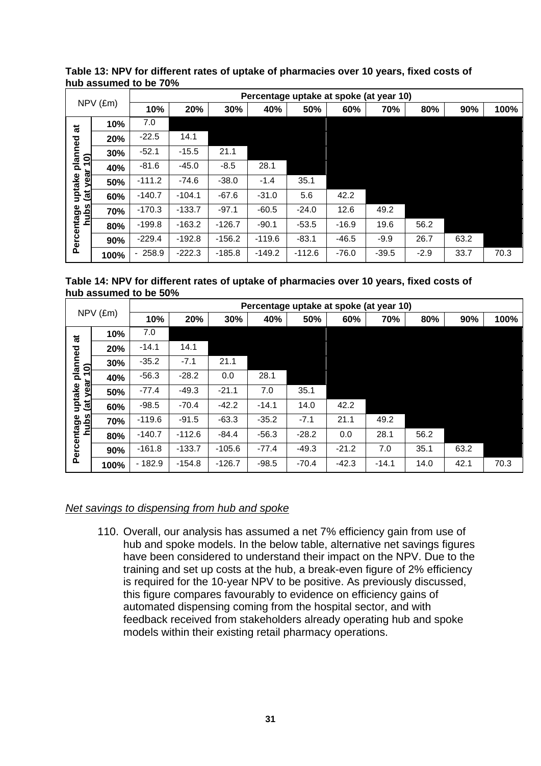**Table 13: NPV for different rates of uptake of pharmacies over 10 years, fixed costs of hub assumed to be 70%**

| NPV (£m) | | Percentage uptake at spoke (at year 10) | | | | | | | | | |
|---|---|---|---|---|---|---|---|---|---|---|---|
| | | 10% | 20% | 30% | 40% | 50% | 60% | 70% | 80% | 90% | 100% |
| Percentage uptake planned at hubs (at year 10) | 10% | 7.0 | | | | | | | | | |
| | 20% | -22.5 | 14.1 | | | | | | | | |
| | 30% | -52.1 | -15.5 | 21.1 | | | | | | | |
| | 40% | -81.6 | -45.0 | -8.5 | 28.1 | | | | | | |
| | 50% | -111.2 | -74.6 | -38.0 | -1.4 | 35.1 | | | | | |
| | 60% | -140.7 | -104.1 | -67.6 | -31.0 | 5.6 | 42.2 | | | | |
| | 70% | -170.3 | -133.7 | -97.1 | -60.5 | -24.0 | 12.6 | 49.2 | | | |
| | 80% | -199.8 | -163.2 | -126.7 | -90.1 | -53.5 | -16.9 | 19.6 | 56.2 | | |
| | 90% | -229.4 | -192.8 | -156.2 | -119.6 | -83.1 | -46.5 | -9.9 | 26.7 | 63.2 | |
| | 100% | - 258.9 | -222.3 | -185.8 | -149.2 | -112.6 | -76.0 | -39.5 | -2.9 | 33.7 | 70.3 |

**Table 14: NPV for different rates of uptake of pharmacies over 10 years, fixed costs of hub assumed to be 50%**

| NPV (£m) | | Percentage uptake at spoke (at year 10) | | | | | | | | | |
|---|---|---|---|---|---|---|---|---|---|---|---|
| | | 10% | 20% | 30% | 40% | 50% | 60% | 70% | 80% | 90% | 100% |
| Percentage uptake planned at hubs (at year 10) | 10% | 7.0 | | | | | | | | | |
| | 20% | -14.1 | 14.1 | | | | | | | | |
| | 30% | -35.2 | -7.1 | 21.1 | | | | | | | |
| | 40% | -56.3 | -28.2 | 0.0 | 28.1 | | | | | | |
| | 50% | -77.4 | -49.3 | -21.1 | 7.0 | 35.1 | | | | | |
| | 60% | -98.5 | -70.4 | -42.2 | -14.1 | 14.0 | 42.2 | | | | |
| | 70% | -119.6 | -91.5 | -63.3 | -35.2 | -7.1 | 21.1 | 49.2 | | | |
| | 80% | -140.7 | -112.6 | -84.4 | -56.3 | -28.2 | 0.0 | 28.1 | 56.2 | | |
| | 90% | -161.8 | -133.7 | -105.6 | -77.4 | -49.3 | -21.2 | 7.0 | 35.1 | 63.2 | |
| | 100% | - 182.9 | -154.8 | -126.7 | -98.5 | -70.4 | -42.3 | -14.1 | 14.0 | 42.1 | 70.3 |

*Net savings to dispensing from hub and spoke*

110. Overall, our analysis has assumed a net 7% efficiency gain from use of hub and spoke models. In the below table, alternative net savings figures have been considered to understand their impact on the NPV. Due to the training and set up costs at the hub, a break-even figure of 2% efficiency is required for the 10-year NPV to be positive. As previously discussed, this figure compares favourably to evidence on efficiency gains of automated dispensing coming from the hospital sector, and with feedback received from stakeholders already operating hub and spoke models within their existing retail pharmacy operations.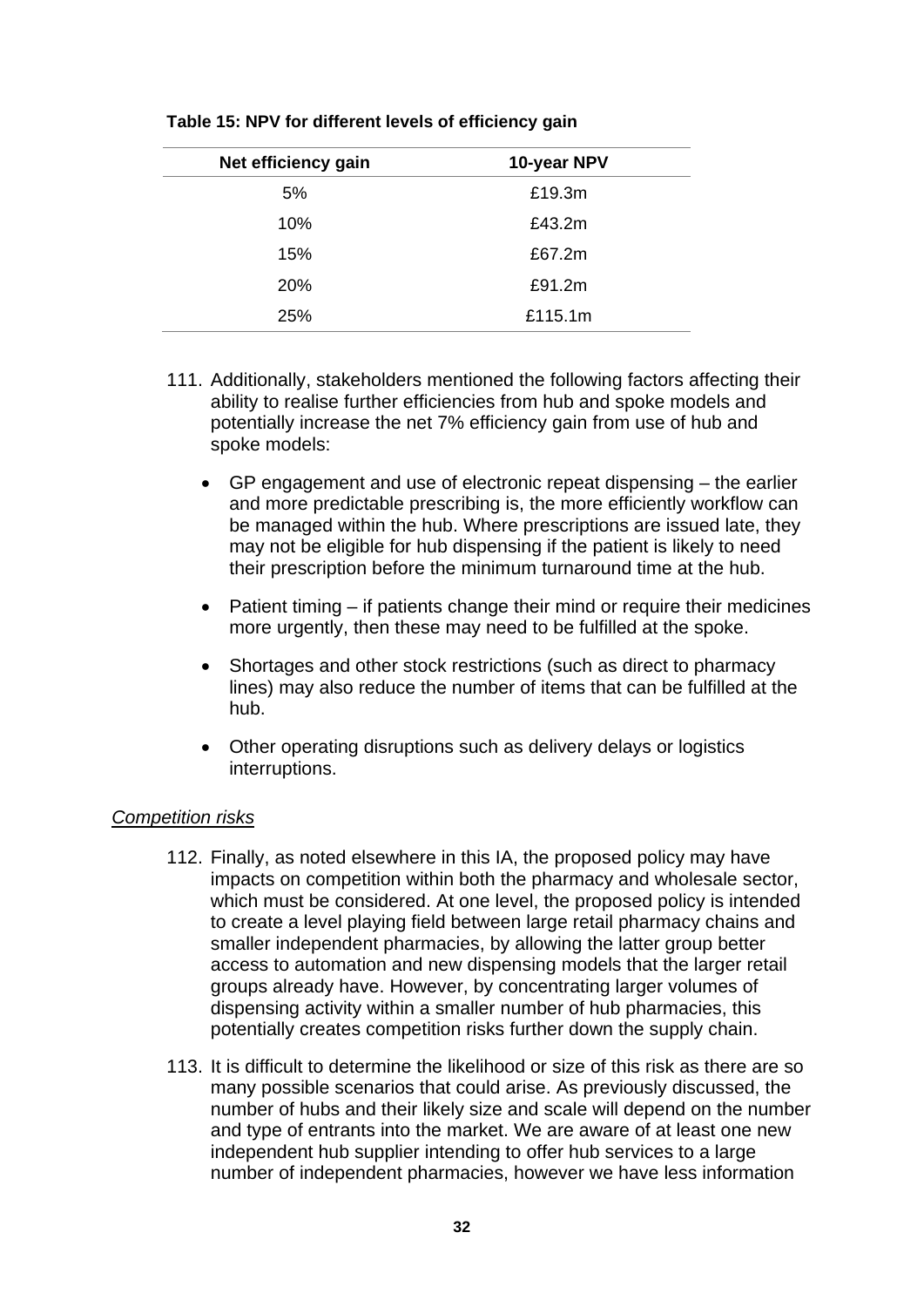**Table 15: NPV for different levels of efficiency gain**

| Net efficiency gain | 10-year NPV |
|---|---|
| 5% | £19.3m |
| 10% | £43.2m |
| 15% | £67.2m |
| 20% | £91.2m |
| 25% | £115.1m |

111. Additionally, stakeholders mentioned the following factors affecting their ability to realise further efficiencies from hub and spoke models and potentially increase the net 7% efficiency gain from use of hub and spoke models:

   - GP engagement and use of electronic repeat dispensing – the earlier and more predictable prescribing is, the more efficiently workflow can be managed within the hub. Where prescriptions are issued late, they may not be eligible for hub dispensing if the patient is likely to need their prescription before the minimum turnaround time at the hub.
   - Patient timing – if patients change their mind or require their medicines more urgently, then these may need to be fulfilled at the spoke.
   - Shortages and other stock restrictions (such as direct to pharmacy lines) may also reduce the number of items that can be fulfilled at the hub.
   - Other operating disruptions such as delivery delays or logistics interruptions.

*Competition risks*

112. Finally, as noted elsewhere in this IA, the proposed policy may have impacts on competition within both the pharmacy and wholesale sector, which must be considered. At one level, the proposed policy is intended to create a level playing field between large retail pharmacy chains and smaller independent pharmacies, by allowing the latter group better access to automation and new dispensing models that the larger retail groups already have. However, by concentrating larger volumes of dispensing activity within a smaller number of hub pharmacies, this potentially creates competition risks further down the supply chain.

113. It is difficult to determine the likelihood or size of this risk as there are so many possible scenarios that could arise. As previously discussed, the number of hubs and their likely size and scale will depend on the number and type of entrants into the market. We are aware of at least one new independent hub supplier intending to offer hub services to a large number of independent pharmacies, however we have less information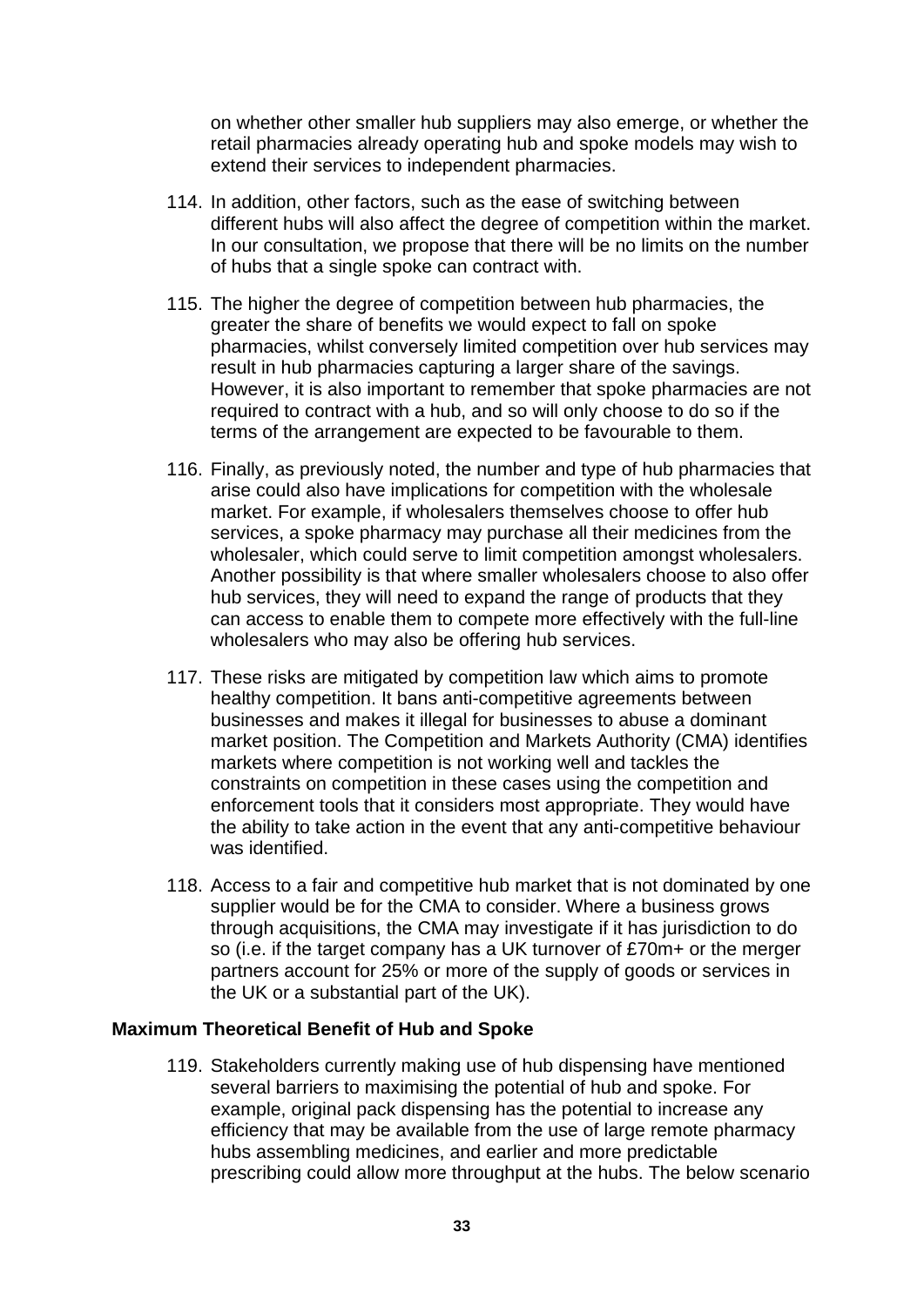on whether other smaller hub suppliers may also emerge, or whether the retail pharmacies already operating hub and spoke models may wish to extend their services to independent pharmacies.

114. In addition, other factors, such as the ease of switching between different hubs will also affect the degree of competition within the market. In our consultation, we propose that there will be no limits on the number of hubs that a single spoke can contract with.

115. The higher the degree of competition between hub pharmacies, the greater the share of benefits we would expect to fall on spoke pharmacies, whilst conversely limited competition over hub services may result in hub pharmacies capturing a larger share of the savings. However, it is also important to remember that spoke pharmacies are not required to contract with a hub, and so will only choose to do so if the terms of the arrangement are expected to be favourable to them.

116. Finally, as previously noted, the number and type of hub pharmacies that arise could also have implications for competition with the wholesale market. For example, if wholesalers themselves choose to offer hub services, a spoke pharmacy may purchase all their medicines from the wholesaler, which could serve to limit competition amongst wholesalers. Another possibility is that where smaller wholesalers choose to also offer hub services, they will need to expand the range of products that they can access to enable them to compete more effectively with the full-line wholesalers who may also be offering hub services.

117. These risks are mitigated by competition law which aims to promote healthy competition. It bans anti-competitive agreements between businesses and makes it illegal for businesses to abuse a dominant market position. The Competition and Markets Authority (CMA) identifies markets where competition is not working well and tackles the constraints on competition in these cases using the competition and enforcement tools that it considers most appropriate. They would have the ability to take action in the event that any anti-competitive behaviour was identified.

118. Access to a fair and competitive hub market that is not dominated by one supplier would be for the CMA to consider. Where a business grows through acquisitions, the CMA may investigate if it has jurisdiction to do so (i.e. if the target company has a UK turnover of £70m+ or the merger partners account for 25% or more of the supply of goods or services in the UK or a substantial part of the UK).

**Maximum Theoretical Benefit of Hub and Spoke**

119. Stakeholders currently making use of hub dispensing have mentioned several barriers to maximising the potential of hub and spoke. For example, original pack dispensing has the potential to increase any efficiency that may be available from the use of large remote pharmacy hubs assembling medicines, and earlier and more predictable prescribing could allow more throughput at the hubs. The below scenario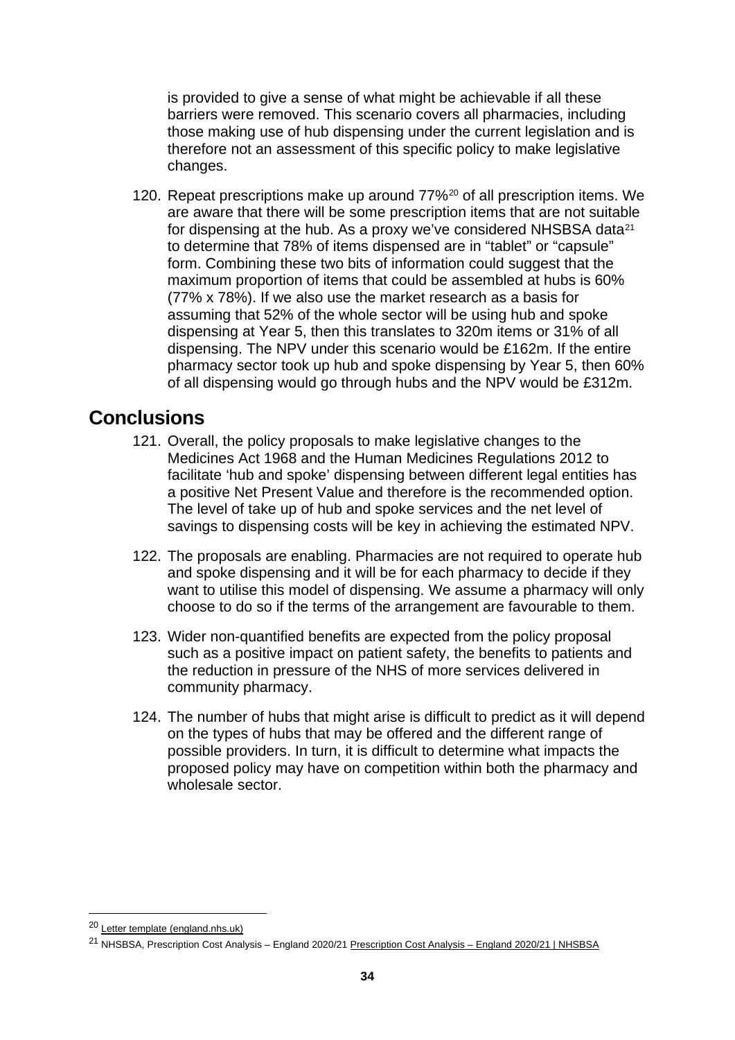is provided to give a sense of what might be achievable if all these barriers were removed. This scenario covers all pharmacies, including those making use of hub dispensing under the current legislation and is therefore not an assessment of this specific policy to make legislative changes.

120. Repeat prescriptions make up around 77%[20] of all prescription items. We are aware that there will be some prescription items that are not suitable for dispensing at the hub. As a proxy we've considered NHSBSA data[21] to determine that 78% of items dispensed are in "tablet" or "capsule" form. Combining these two bits of information could suggest that the maximum proportion of items that could be assembled at hubs is 60% (77% x 78%). If we also use the market research as a basis for assuming that 52% of the whole sector will be using hub and spoke dispensing at Year 5, then this translates to 320m items or 31% of all dispensing. The NPV under this scenario would be £162m. If the entire pharmacy sector took up hub and spoke dispensing by Year 5, then 60% of all dispensing would go through hubs and the NPV would be £312m.

## Conclusions

121. Overall, the policy proposals to make legislative changes to the Medicines Act 1968 and the Human Medicines Regulations 2012 to facilitate 'hub and spoke' dispensing between different legal entities has a positive Net Present Value and therefore is the recommended option. The level of take up of hub and spoke services and the net level of savings to dispensing costs will be key in achieving the estimated NPV.

122. The proposals are enabling. Pharmacies are not required to operate hub and spoke dispensing and it will be for each pharmacy to decide if they want to utilise this model of dispensing. We assume a pharmacy will only choose to do so if the terms of the arrangement are favourable to them.

123. Wider non-quantified benefits are expected from the policy proposal such as a positive impact on patient safety, the benefits to patients and the reduction in pressure of the NHS of more services delivered in community pharmacy.

124. The number of hubs that might arise is difficult to predict as it will depend on the types of hubs that may be offered and the different range of possible providers. In turn, it is difficult to determine what impacts the proposed policy may have on competition within both the pharmacy and wholesale sector.

---

[20] Letter template (england.nhs.uk)

[21] NHSBSA, Prescription Cost Analysis – England 2020/21 Prescription Cost Analysis – England 2020/21 | NHSBSA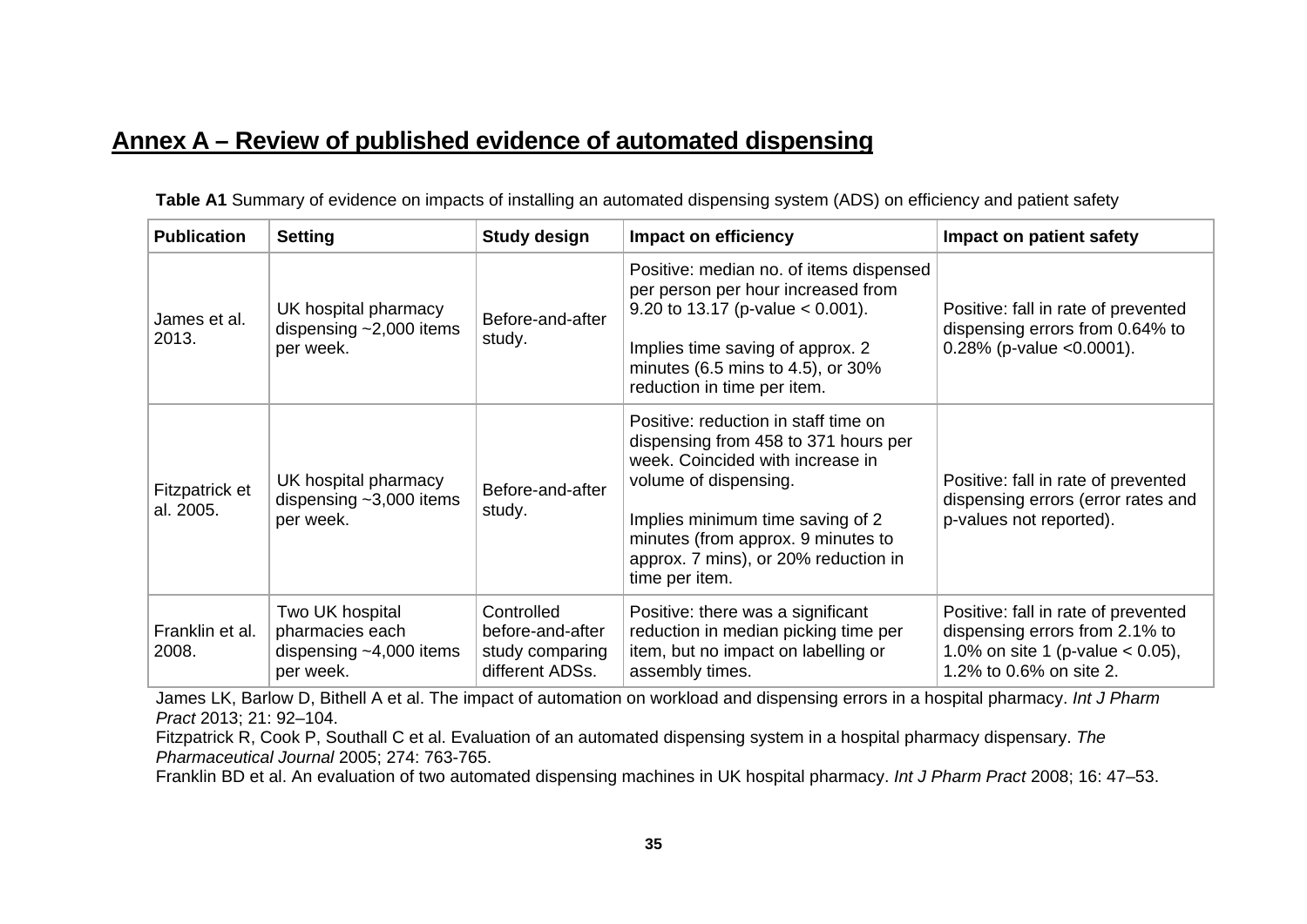# Annex A – Review of published evidence of automated dispensing

**Table A1** Summary of evidence on impacts of installing an automated dispensing system (ADS) on efficiency and patient safety

| Publication | Setting | Study design | Impact on efficiency | Impact on patient safety |
|---|---|---|---|---|
| James et al. 2013. | UK hospital pharmacy dispensing ~2,000 items per week. | Before-and-after study. | Positive: median no. of items dispensed per person per hour increased from 9.20 to 13.17 (p-value < 0.001).<br><br>Implies time saving of approx. 2 minutes (6.5 mins to 4.5), or 30% reduction in time per item. | Positive: fall in rate of prevented dispensing errors from 0.64% to 0.28% (p-value <0.0001). |
| Fitzpatrick et al. 2005. | UK hospital pharmacy dispensing ~3,000 items per week. | Before-and-after study. | Positive: reduction in staff time on dispensing from 458 to 371 hours per week. Coincided with increase in volume of dispensing.<br><br>Implies minimum time saving of 2 minutes (from approx. 9 minutes to approx. 7 mins), or 20% reduction in time per item. | Positive: fall in rate of prevented dispensing errors (error rates and p-values not reported). |
| Franklin et al. 2008. | Two UK hospital pharmacies each dispensing ~4,000 items per week. | Controlled before-and-after study comparing different ADSs. | Positive: there was a significant reduction in median picking time per item, but no impact on labelling or assembly times. | Positive: fall in rate of prevented dispensing errors from 2.1% to 1.0% on site 1 (p-value < 0.05), 1.2% to 0.6% on site 2. |

James LK, Barlow D, Bithell A et al. The impact of automation on workload and dispensing errors in a hospital pharmacy. *Int J Pharm Pract* 2013; 21: 92–104.

Fitzpatrick R, Cook P, Southall C et al. Evaluation of an automated dispensing system in a hospital pharmacy dispensary. *The Pharmaceutical Journal* 2005; 274: 763-765.

Franklin BD et al. An evaluation of two automated dispensing machines in UK hospital pharmacy. *Int J Pharm Pract* 2008; 16: 47–53.